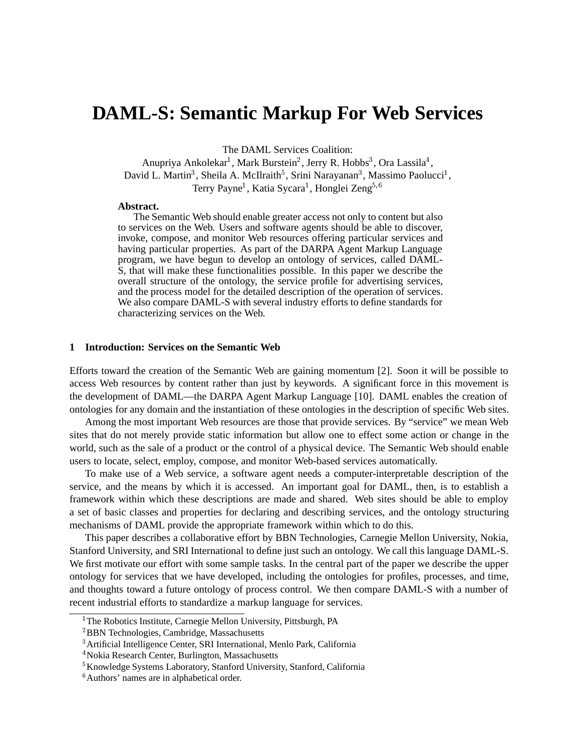# DAML-S: Semantic Markup For Web Services

The DAML Services Coalition:
Anupriya Ankolekar[1], Mark Burstein[2], Jerry R. Hobbs[3], Ora Lassila[4], David L. Martin[3], Sheila A. McIlraith[5], Srini Narayanan[3], Massimo Paolucci[1], Terry Payne[1], Katia Sycara[1], Honglei Zeng[5,6]

**Abstract.**
The Semantic Web should enable greater access not only to content but also to services on the Web. Users and software agents should be able to discover, invoke, compose, and monitor Web resources offering particular services and having particular properties. As part of the DARPA Agent Markup Language program, we have begun to develop an ontology of services, called DAML-S, that will make these functionalities possible. In this paper we describe the overall structure of the ontology, the service profile for advertising services, and the process model for the detailed description of the operation of services. We also compare DAML-S with several industry efforts to define standards for characterizing services on the Web.

## 1 Introduction: Services on the Semantic Web

Efforts toward the creation of the Semantic Web are gaining momentum [2]. Soon it will be possible to access Web resources by content rather than just by keywords. A significant force in this movement is the development of DAML—the DARPA Agent Markup Language [10]. DAML enables the creation of ontologies for any domain and the instantiation of these ontologies in the description of specific Web sites.

Among the most important Web resources are those that provide services. By "service" we mean Web sites that do not merely provide static information but allow one to effect some action or change in the world, such as the sale of a product or the control of a physical device. The Semantic Web should enable users to locate, select, employ, compose, and monitor Web-based services automatically.

To make use of a Web service, a software agent needs a computer-interpretable description of the service, and the means by which it is accessed. An important goal for DAML, then, is to establish a framework within which these descriptions are made and shared. Web sites should be able to employ a set of basic classes and properties for declaring and describing services, and the ontology structuring mechanisms of DAML provide the appropriate framework within which to do this.

This paper describes a collaborative effort by BBN Technologies, Carnegie Mellon University, Nokia, Stanford University, and SRI International to define just such an ontology. We call this language DAML-S. We first motivate our effort with some sample tasks. In the central part of the paper we describe the upper ontology for services that we have developed, including the ontologies for profiles, processes, and time, and thoughts toward a future ontology of process control. We then compare DAML-S with a number of recent industrial efforts to standardize a markup language for services.

[1] The Robotics Institute, Carnegie Mellon University, Pittsburgh, PA
[2] BBN Technologies, Cambridge, Massachusetts
[3] Artificial Intelligence Center, SRI International, Menlo Park, California
[4] Nokia Research Center, Burlington, Massachusetts
[5] Knowledge Systems Laboratory, Stanford University, Stanford, California
[6] Authors' names are in alphabetical order.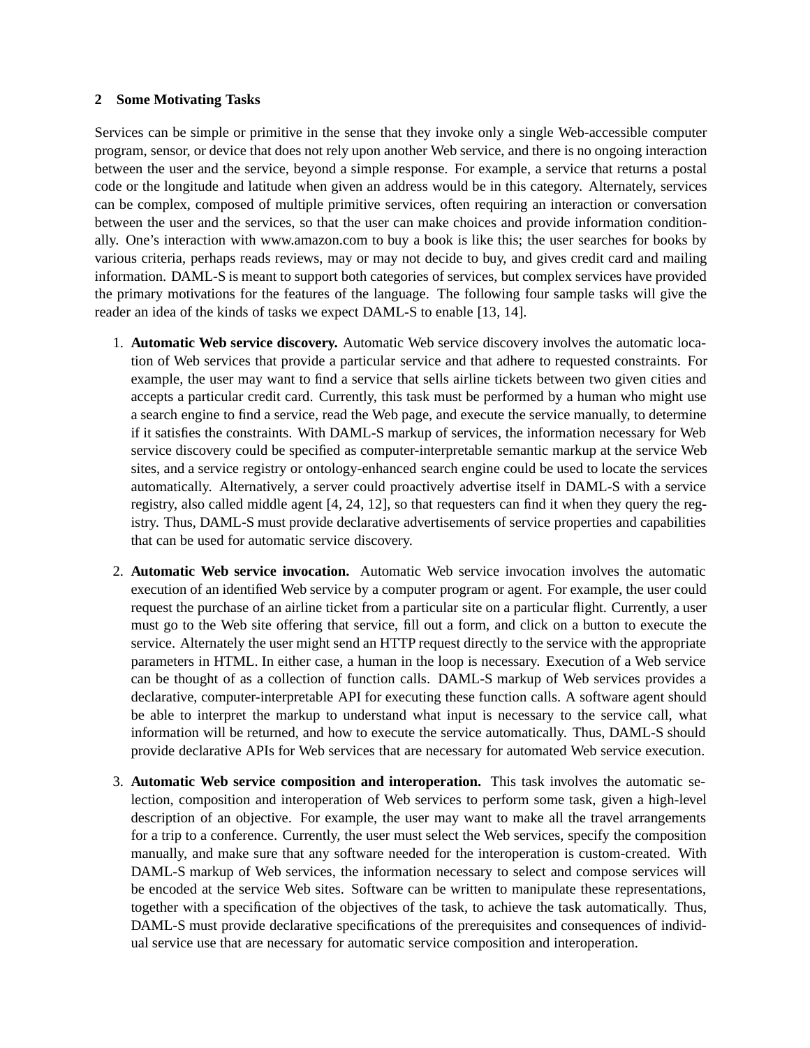## 2 Some Motivating Tasks

Services can be simple or primitive in the sense that they invoke only a single Web-accessible computer program, sensor, or device that does not rely upon another Web service, and there is no ongoing interaction between the user and the service, beyond a simple response. For example, a service that returns a postal code or the longitude and latitude when given an address would be in this category. Alternately, services can be complex, composed of multiple primitive services, often requiring an interaction or conversation between the user and the services, so that the user can make choices and provide information conditionally. One's interaction with www.amazon.com to buy a book is like this; the user searches for books by various criteria, perhaps reads reviews, may or may not decide to buy, and gives credit card and mailing information. DAML-S is meant to support both categories of services, but complex services have provided the primary motivations for the features of the language. The following four sample tasks will give the reader an idea of the kinds of tasks we expect DAML-S to enable [13, 14].

1. **Automatic Web service discovery.** Automatic Web service discovery involves the automatic location of Web services that provide a particular service and that adhere to requested constraints. For example, the user may want to find a service that sells airline tickets between two given cities and accepts a particular credit card. Currently, this task must be performed by a human who might use a search engine to find a service, read the Web page, and execute the service manually, to determine if it satisfies the constraints. With DAML-S markup of services, the information necessary for Web service discovery could be specified as computer-interpretable semantic markup at the service Web sites, and a service registry or ontology-enhanced search engine could be used to locate the services automatically. Alternatively, a server could proactively advertise itself in DAML-S with a service registry, also called middle agent [4, 24, 12], so that requesters can find it when they query the registry. Thus, DAML-S must provide declarative advertisements of service properties and capabilities that can be used for automatic service discovery.

2. **Automatic Web service invocation.** Automatic Web service invocation involves the automatic execution of an identified Web service by a computer program or agent. For example, the user could request the purchase of an airline ticket from a particular site on a particular flight. Currently, a user must go to the Web site offering that service, fill out a form, and click on a button to execute the service. Alternately the user might send an HTTP request directly to the service with the appropriate parameters in HTML. In either case, a human in the loop is necessary. Execution of a Web service can be thought of as a collection of function calls. DAML-S markup of Web services provides a declarative, computer-interpretable API for executing these function calls. A software agent should be able to interpret the markup to understand what input is necessary to the service call, what information will be returned, and how to execute the service automatically. Thus, DAML-S should provide declarative APIs for Web services that are necessary for automated Web service execution.

3. **Automatic Web service composition and interoperation.** This task involves the automatic selection, composition and interoperation of Web services to perform some task, given a high-level description of an objective. For example, the user may want to make all the travel arrangements for a trip to a conference. Currently, the user must select the Web services, specify the composition manually, and make sure that any software needed for the interoperation is custom-created. With DAML-S markup of Web services, the information necessary to select and compose services will be encoded at the service Web sites. Software can be written to manipulate these representations, together with a specification of the objectives of the task, to achieve the task automatically. Thus, DAML-S must provide declarative specifications of the prerequisites and consequences of individual service use that are necessary for automatic service composition and interoperation.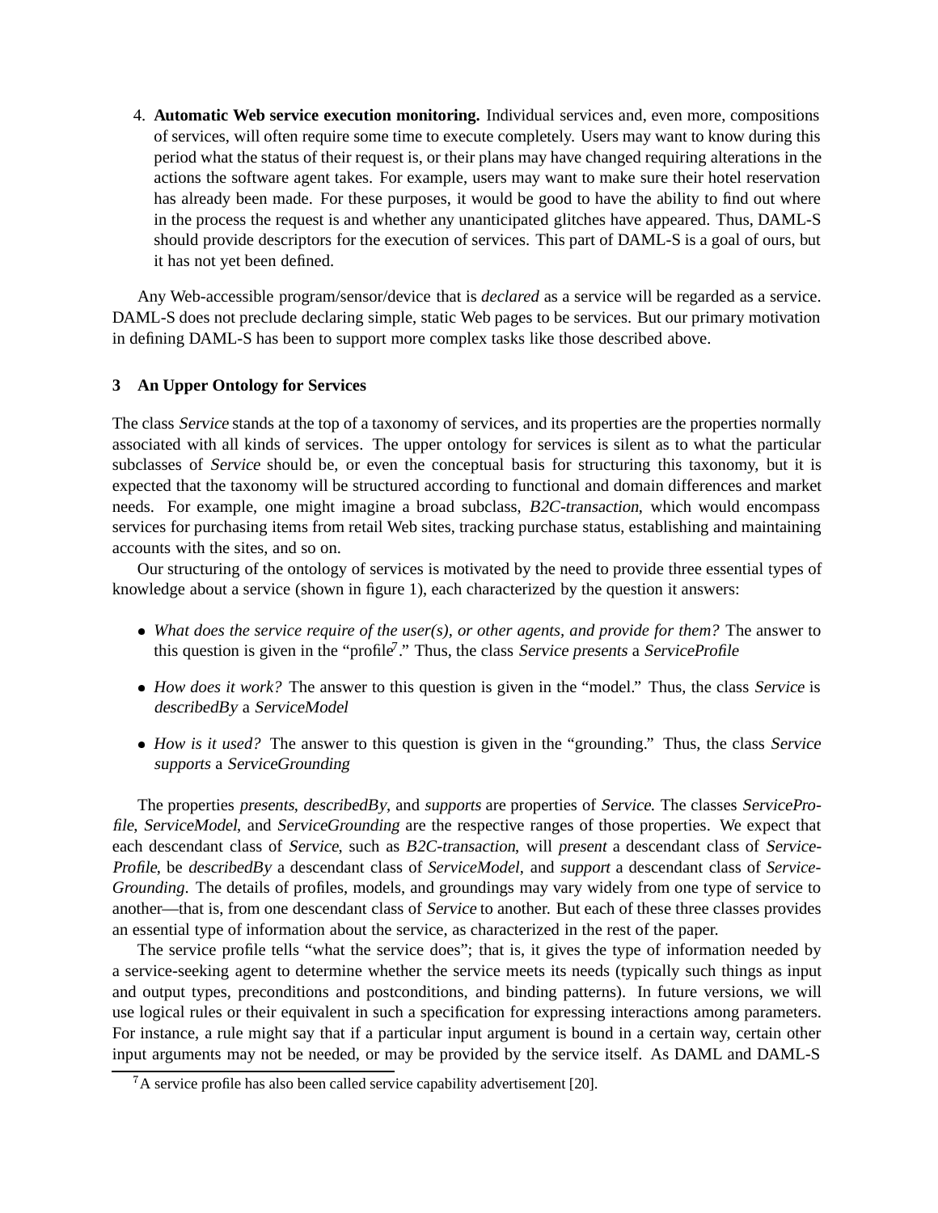4. **Automatic Web service execution monitoring.** Individual services and, even more, compositions of services, will often require some time to execute completely. Users may want to know during this period what the status of their request is, or their plans may have changed requiring alterations in the actions the software agent takes. For example, users may want to make sure their hotel reservation has already been made. For these purposes, it would be good to have the ability to find out where in the process the request is and whether any unanticipated glitches have appeared. Thus, DAML-S should provide descriptors for the execution of services. This part of DAML-S is a goal of ours, but it has not yet been defined.

Any Web-accessible program/sensor/device that is *declared* as a service will be regarded as a service. DAML-S does not preclude declaring simple, static Web pages to be services. But our primary motivation in defining DAML-S has been to support more complex tasks like those described above.

## 3 An Upper Ontology for Services

The class *Service* stands at the top of a taxonomy of services, and its properties are the properties normally associated with all kinds of services. The upper ontology for services is silent as to what the particular subclasses of *Service* should be, or even the conceptual basis for structuring this taxonomy, but it is expected that the taxonomy will be structured according to functional and domain differences and market needs. For example, one might imagine a broad subclass, *B2C-transaction*, which would encompass services for purchasing items from retail Web sites, tracking purchase status, establishing and maintaining accounts with the sites, and so on.

Our structuring of the ontology of services is motivated by the need to provide three essential types of knowledge about a service (shown in figure 1), each characterized by the question it answers:

- *What does the service require of the user(s), or other agents, and provide for them?* The answer to this question is given in the "profile[7]." Thus, the class *Service presents* a *ServiceProfile*
- *How does it work?* The answer to this question is given in the "model." Thus, the class *Service* is *describedBy* a *ServiceModel*
- *How is it used?* The answer to this question is given in the "grounding." Thus, the class *Service supports* a *ServiceGrounding*

The properties *presents*, *describedBy*, and *supports* are properties of *Service*. The classes *ServiceProfile*, *ServiceModel*, and *ServiceGrounding* are the respective ranges of those properties. We expect that each descendant class of *Service*, such as *B2C-transaction*, will *present* a descendant class of *ServiceProfile*, be *describedBy* a descendant class of *ServiceModel*, and *support* a descendant class of *ServiceGrounding*. The details of profiles, models, and groundings may vary widely from one type of service to another—that is, from one descendant class of *Service* to another. But each of these three classes provides an essential type of information about the service, as characterized in the rest of the paper.

The service profile tells "what the service does"; that is, it gives the type of information needed by a service-seeking agent to determine whether the service meets its needs (typically such things as input and output types, preconditions and postconditions, and binding patterns). In future versions, we will use logical rules or their equivalent in such a specification for expressing interactions among parameters. For instance, a rule might say that if a particular input argument is bound in a certain way, certain other input arguments may not be needed, or may be provided by the service itself. As DAML and DAML-S

[7] A service profile has also been called service capability advertisement [20].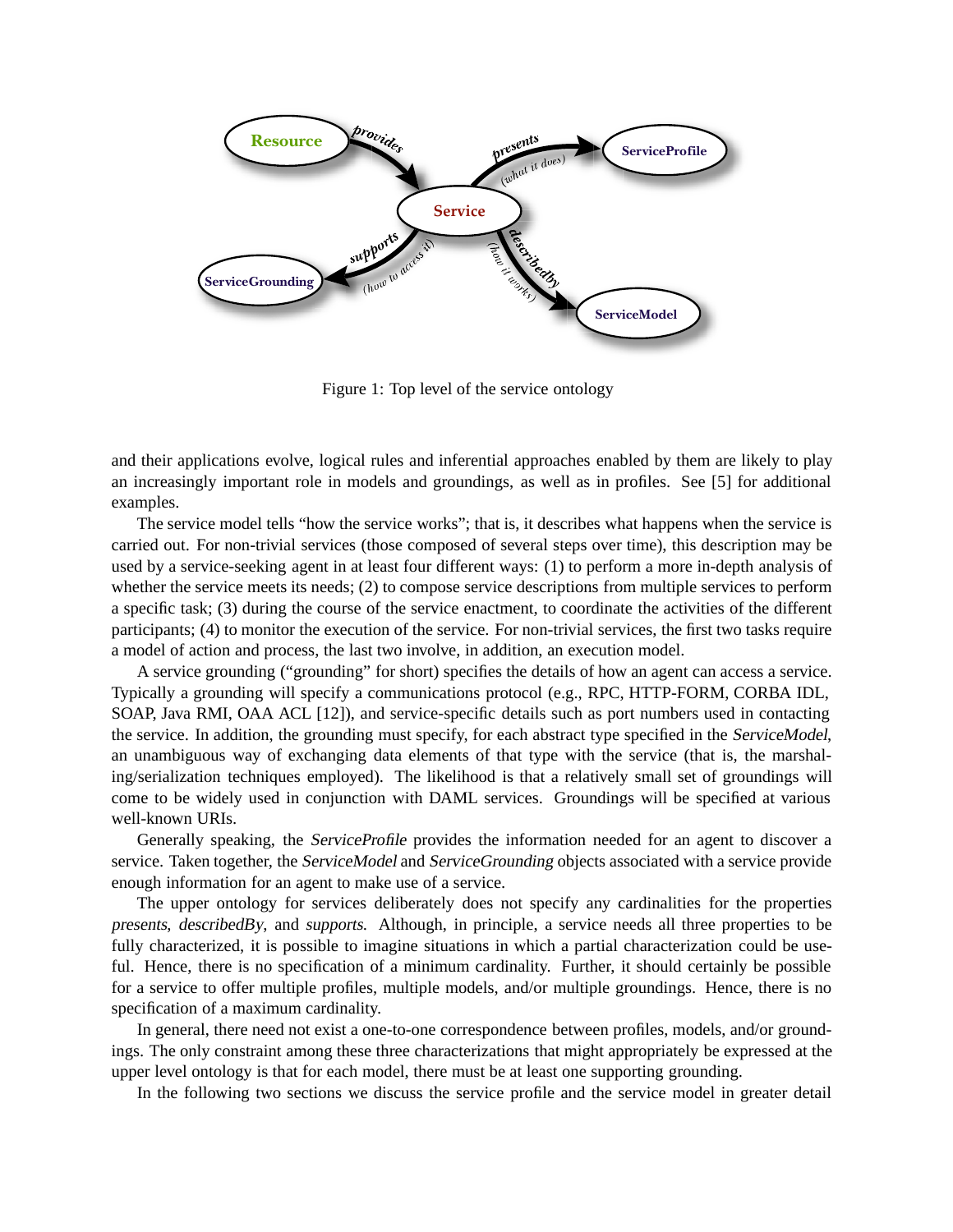Figure 1: Top level of the service ontology

and their applications evolve, logical rules and inferential approaches enabled by them are likely to play an increasingly important role in models and groundings, as well as in profiles. See [5] for additional examples.

The service model tells "how the service works"; that is, it describes what happens when the service is carried out. For non-trivial services (those composed of several steps over time), this description may be used by a service-seeking agent in at least four different ways: (1) to perform a more in-depth analysis of whether the service meets its needs; (2) to compose service descriptions from multiple services to perform a specific task; (3) during the course of the service enactment, to coordinate the activities of the different participants; (4) to monitor the execution of the service. For non-trivial services, the first two tasks require a model of action and process, the last two involve, in addition, an execution model.

A service grounding ("grounding" for short) specifies the details of how an agent can access a service. Typically a grounding will specify a communications protocol (e.g., RPC, HTTP-FORM, CORBA IDL, SOAP, Java RMI, OAA ACL [12]), and service-specific details such as port numbers used in contacting the service. In addition, the grounding must specify, for each abstract type specified in the *ServiceModel*, an unambiguous way of exchanging data elements of that type with the service (that is, the marshaling/serialization techniques employed). The likelihood is that a relatively small set of groundings will come to be widely used in conjunction with DAML services. Groundings will be specified at various well-known URIs.

Generally speaking, the *ServiceProfile* provides the information needed for an agent to discover a service. Taken together, the *ServiceModel* and *ServiceGrounding* objects associated with a service provide enough information for an agent to make use of a service.

The upper ontology for services deliberately does not specify any cardinalities for the properties *presents*, *describedBy*, and *supports*. Although, in principle, a service needs all three properties to be fully characterized, it is possible to imagine situations in which a partial characterization could be useful. Hence, there is no specification of a minimum cardinality. Further, it should certainly be possible for a service to offer multiple profiles, multiple models, and/or multiple groundings. Hence, there is no specification of a maximum cardinality.

In general, there need not exist a one-to-one correspondence between profiles, models, and/or groundings. The only constraint among these three characterizations that might appropriately be expressed at the upper level ontology is that for each model, there must be at least one supporting grounding.

In the following two sections we discuss the service profile and the service model in greater detail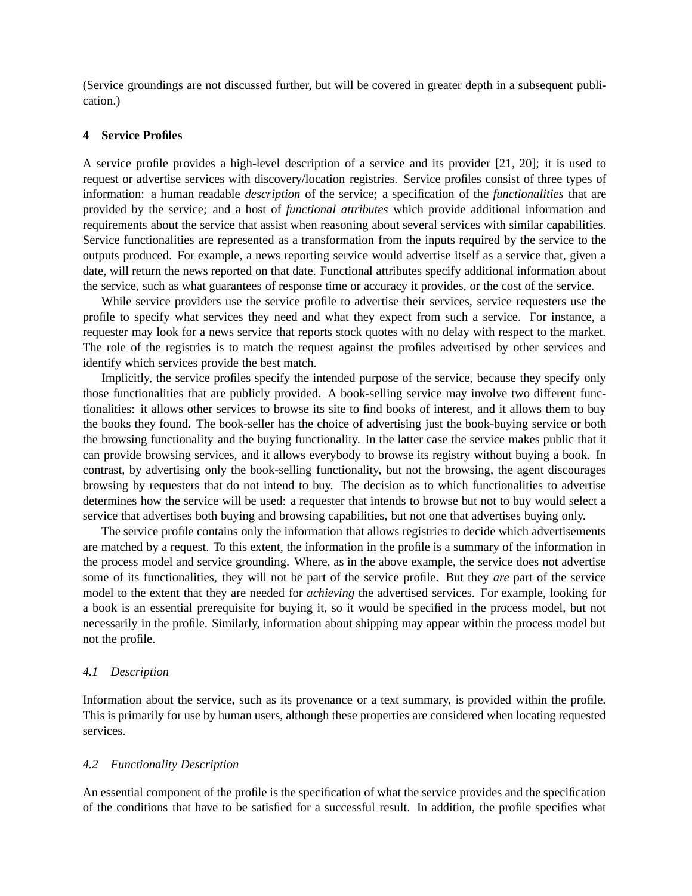(Service groundings are not discussed further, but will be covered in greater depth in a subsequent publication.)

## 4 Service Profiles

A service profile provides a high-level description of a service and its provider [21, 20]; it is used to request or advertise services with discovery/location registries. Service profiles consist of three types of information: a human readable *description* of the service; a specification of the *functionalities* that are provided by the service; and a host of *functional attributes* which provide additional information and requirements about the service that assist when reasoning about several services with similar capabilities. Service functionalities are represented as a transformation from the inputs required by the service to the outputs produced. For example, a news reporting service would advertise itself as a service that, given a date, will return the news reported on that date. Functional attributes specify additional information about the service, such as what guarantees of response time or accuracy it provides, or the cost of the service.

While service providers use the service profile to advertise their services, service requesters use the profile to specify what services they need and what they expect from such a service. For instance, a requester may look for a news service that reports stock quotes with no delay with respect to the market. The role of the registries is to match the request against the profiles advertised by other services and identify which services provide the best match.

Implicitly, the service profiles specify the intended purpose of the service, because they specify only those functionalities that are publicly provided. A book-selling service may involve two different functionalities: it allows other services to browse its site to find books of interest, and it allows them to buy the books they found. The book-seller has the choice of advertising just the book-buying service or both the browsing functionality and the buying functionality. In the latter case the service makes public that it can provide browsing services, and it allows everybody to browse its registry without buying a book. In contrast, by advertising only the book-selling functionality, but not the browsing, the agent discourages browsing by requesters that do not intend to buy. The decision as to which functionalities to advertise determines how the service will be used: a requester that intends to browse but not to buy would select a service that advertises both buying and browsing capabilities, but not one that advertises buying only.

The service profile contains only the information that allows registries to decide which advertisements are matched by a request. To this extent, the information in the profile is a summary of the information in the process model and service grounding. Where, as in the above example, the service does not advertise some of its functionalities, they will not be part of the service profile. But they *are* part of the service model to the extent that they are needed for *achieving* the advertised services. For example, looking for a book is an essential prerequisite for buying it, so it would be specified in the process model, but not necessarily in the profile. Similarly, information about shipping may appear within the process model but not the profile.

### *4.1 Description*

Information about the service, such as its provenance or a text summary, is provided within the profile. This is primarily for use by human users, although these properties are considered when locating requested services.

### *4.2 Functionality Description*

An essential component of the profile is the specification of what the service provides and the specification of the conditions that have to be satisfied for a successful result. In addition, the profile specifies what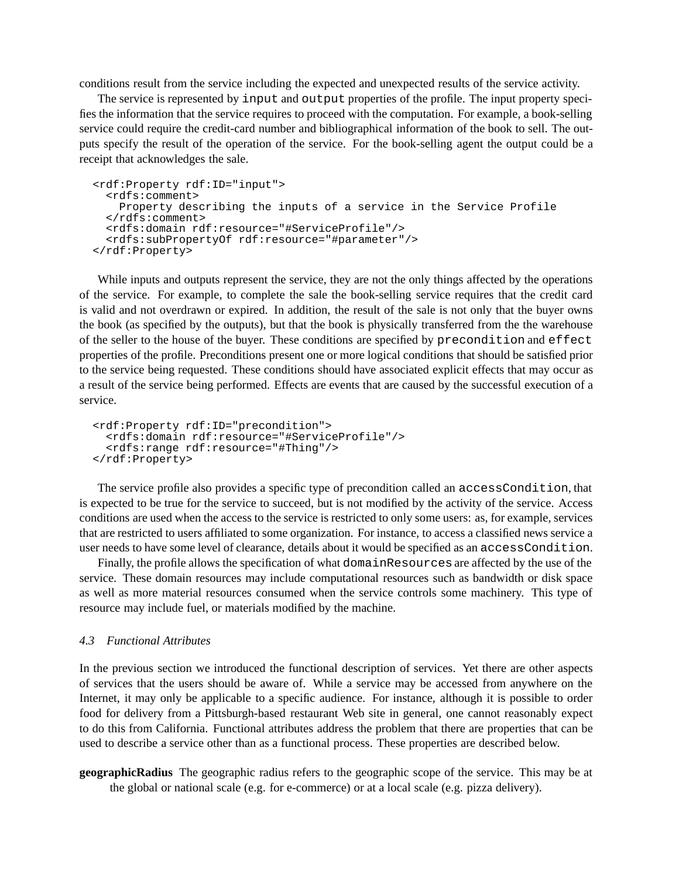conditions result from the service including the expected and unexpected results of the service activity.

The service is represented by `input` and `output` properties of the profile. The input property specifies the information that the service requires to proceed with the computation. For example, a book-selling service could require the credit-card number and bibliographical information of the book to sell. The outputs specify the result of the operation of the service. For the book-selling agent the output could be a receipt that acknowledges the sale.

```
<rdf:Property rdf:ID="input">
  <rdfs:comment>
    Property describing the inputs of a service in the Service Profile
  </rdfs:comment>
  <rdfs:domain rdf:resource="#ServiceProfile"/>
  <rdfs:subPropertyOf rdf:resource="#parameter"/>
</rdf:Property>
```

While inputs and outputs represent the service, they are not the only things affected by the operations of the service. For example, to complete the sale the book-selling service requires that the credit card is valid and not overdrawn or expired. In addition, the result of the sale is not only that the buyer owns the book (as specified by the outputs), but that the book is physically transferred from the the warehouse of the seller to the house of the buyer. These conditions are specified by `precondition` and `effect` properties of the profile. Preconditions present one or more logical conditions that should be satisfied prior to the service being requested. These conditions should have associated explicit effects that may occur as a result of the service being performed. Effects are events that are caused by the successful execution of a service.

```
<rdf:Property rdf:ID="precondition">
  <rdfs:domain rdf:resource="#ServiceProfile"/>
  <rdfs:range rdf:resource="#Thing"/>
</rdf:Property>
```

The service profile also provides a specific type of precondition called an `accessCondition`, that is expected to be true for the service to succeed, but is not modified by the activity of the service. Access conditions are used when the access to the service is restricted to only some users: as, for example, services that are restricted to users affiliated to some organization. For instance, to access a classified news service a user needs to have some level of clearance, details about it would be specified as an `accessCondition`.

Finally, the profile allows the specification of what `domainResources` are affected by the use of the service. These domain resources may include computational resources such as bandwidth or disk space as well as more material resources consumed when the service controls some machinery. This type of resource may include fuel, or materials modified by the machine.

### *4.3 Functional Attributes*

In the previous section we introduced the functional description of services. Yet there are other aspects of services that the users should be aware of. While a service may be accessed from anywhere on the Internet, it may only be applicable to a specific audience. For instance, although it is possible to order food for delivery from a Pittsburgh-based restaurant Web site in general, one cannot reasonably expect to do this from California. Functional attributes address the problem that there are properties that can be used to describe a service other than as a functional process. These properties are described below.

**geographicRadius** The geographic radius refers to the geographic scope of the service. This may be at the global or national scale (e.g. for e-commerce) or at a local scale (e.g. pizza delivery).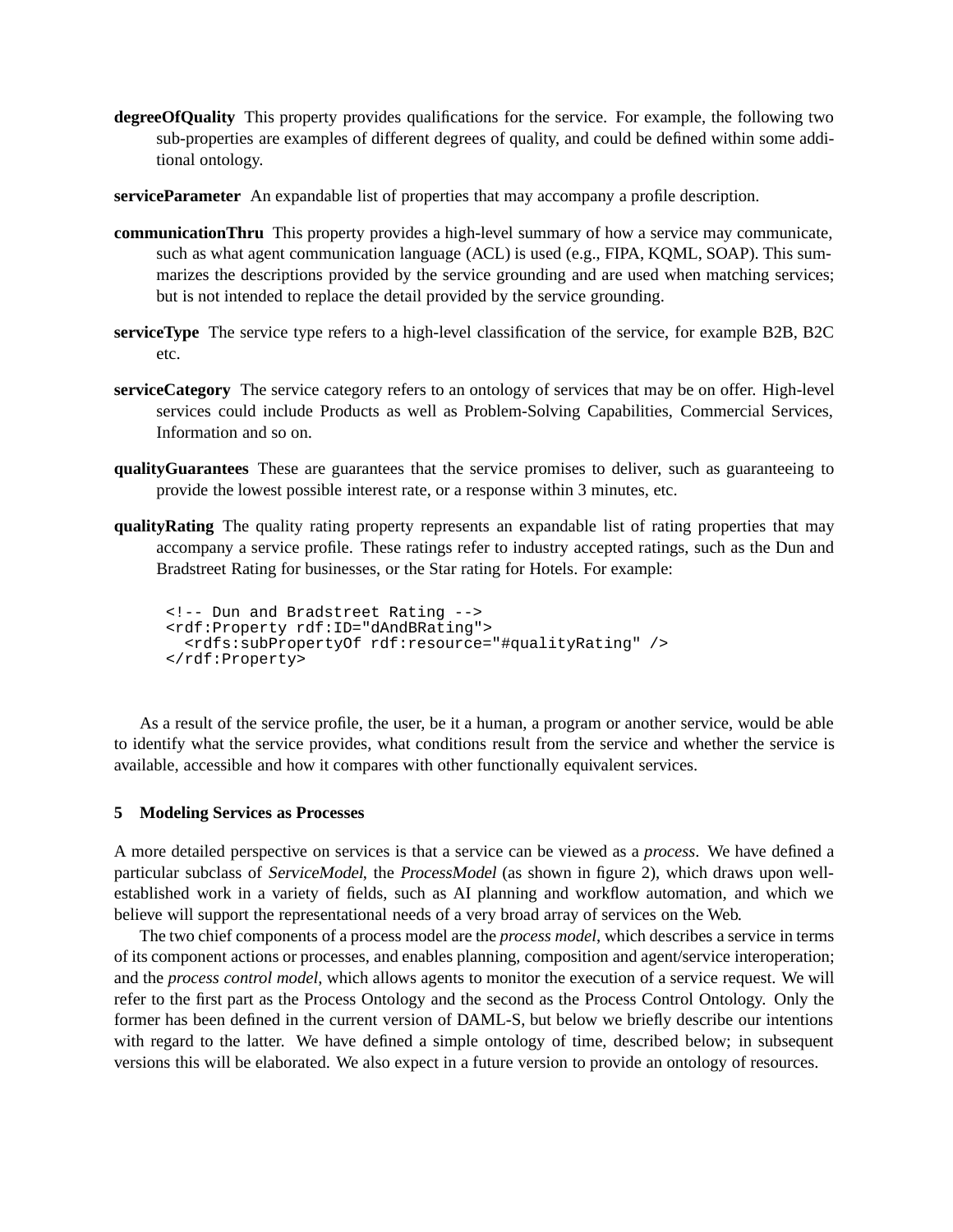**degreeOfQuality** This property provides qualifications for the service. For example, the following two sub-properties are examples of different degrees of quality, and could be defined within some additional ontology.

**serviceParameter** An expandable list of properties that may accompany a profile description.

**communicationThru** This property provides a high-level summary of how a service may communicate, such as what agent communication language (ACL) is used (e.g., FIPA, KQML, SOAP). This summarizes the descriptions provided by the service grounding and are used when matching services; but is not intended to replace the detail provided by the service grounding.

**serviceType** The service type refers to a high-level classification of the service, for example B2B, B2C etc.

**serviceCategory** The service category refers to an ontology of services that may be on offer. High-level services could include Products as well as Problem-Solving Capabilities, Commercial Services, Information and so on.

**qualityGuarantees** These are guarantees that the service promises to deliver, such as guaranteeing to provide the lowest possible interest rate, or a response within 3 minutes, etc.

**qualityRating** The quality rating property represents an expandable list of rating properties that may accompany a service profile. These ratings refer to industry accepted ratings, such as the Dun and Bradstreet Rating for businesses, or the Star rating for Hotels. For example:

```
<!-- Dun and Bradstreet Rating -->
<rdf:Property rdf:ID="dAndBRating">
  <rdfs:subPropertyOf rdf:resource="#qualityRating" />
</rdf:Property>
```

As a result of the service profile, the user, be it a human, a program or another service, would be able to identify what the service provides, what conditions result from the service and whether the service is available, accessible and how it compares with other functionally equivalent services.

## 5 Modeling Services as Processes

A more detailed perspective on services is that a service can be viewed as a *process*. We have defined a particular subclass of *ServiceModel*, the *ProcessModel* (as shown in figure 2), which draws upon well-established work in a variety of fields, such as AI planning and workflow automation, and which we believe will support the representational needs of a very broad array of services on the Web.

The two chief components of a process model are the *process model*, which describes a service in terms of its component actions or processes, and enables planning, composition and agent/service interoperation; and the *process control model*, which allows agents to monitor the execution of a service request. We will refer to the first part as the Process Ontology and the second as the Process Control Ontology. Only the former has been defined in the current version of DAML-S, but below we briefly describe our intentions with regard to the latter. We have defined a simple ontology of time, described below; in subsequent versions this will be elaborated. We also expect in a future version to provide an ontology of resources.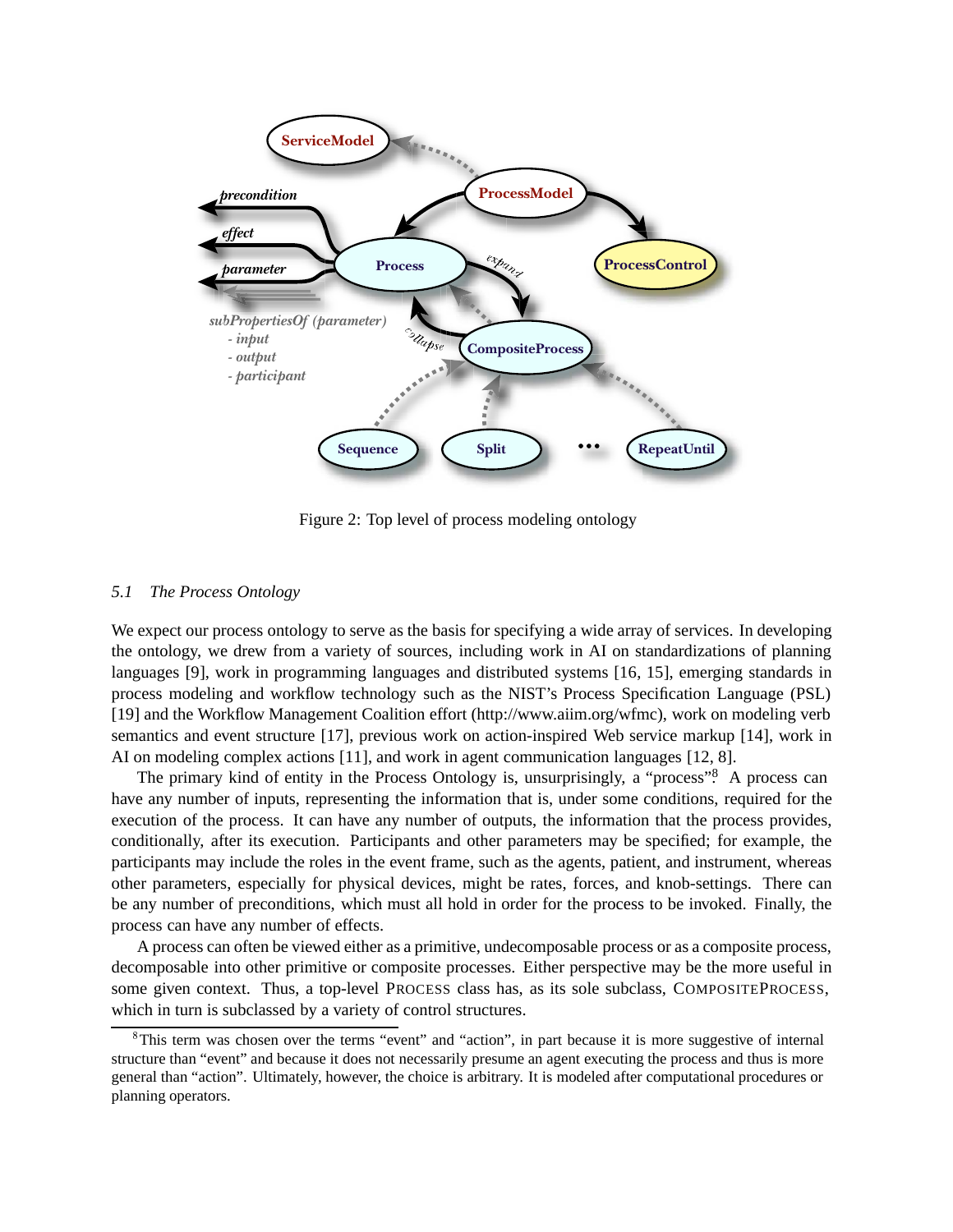Figure 2: Top level of process modeling ontology

### 5.1 *The Process Ontology*

We expect our process ontology to serve as the basis for specifying a wide array of services. In developing the ontology, we drew from a variety of sources, including work in AI on standardizations of planning languages [9], work in programming languages and distributed systems [16, 15], emerging standards in process modeling and workflow technology such as the NIST's Process Specification Language (PSL) [19] and the Workflow Management Coalition effort (http://www.aiim.org/wfmc), work on modeling verb semantics and event structure [17], previous work on action-inspired Web service markup [14], work in AI on modeling complex actions [11], and work in agent communication languages [12, 8].

The primary kind of entity in the Process Ontology is, unsurprisingly, a "process".[8] A process can have any number of inputs, representing the information that is, under some conditions, required for the execution of the process. It can have any number of outputs, the information that the process provides, conditionally, after its execution. Participants and other parameters may be specified; for example, the participants may include the roles in the event frame, such as the agents, patient, and instrument, whereas other parameters, especially for physical devices, might be rates, forces, and knob-settings. There can be any number of preconditions, which must all hold in order for the process to be invoked. Finally, the process can have any number of effects.

A process can often be viewed either as a primitive, undecomposable process or as a composite process, decomposable into other primitive or composite processes. Either perspective may be the more useful in some given context. Thus, a top-level PROCESS class has, as its sole subclass, COMPOSITEPROCESS, which in turn is subclassed by a variety of control structures.

[8] This term was chosen over the terms "event" and "action", in part because it is more suggestive of internal structure than "event" and because it does not necessarily presume an agent executing the process and thus is more general than "action". Ultimately, however, the choice is arbitrary. It is modeled after computational procedures or planning operators.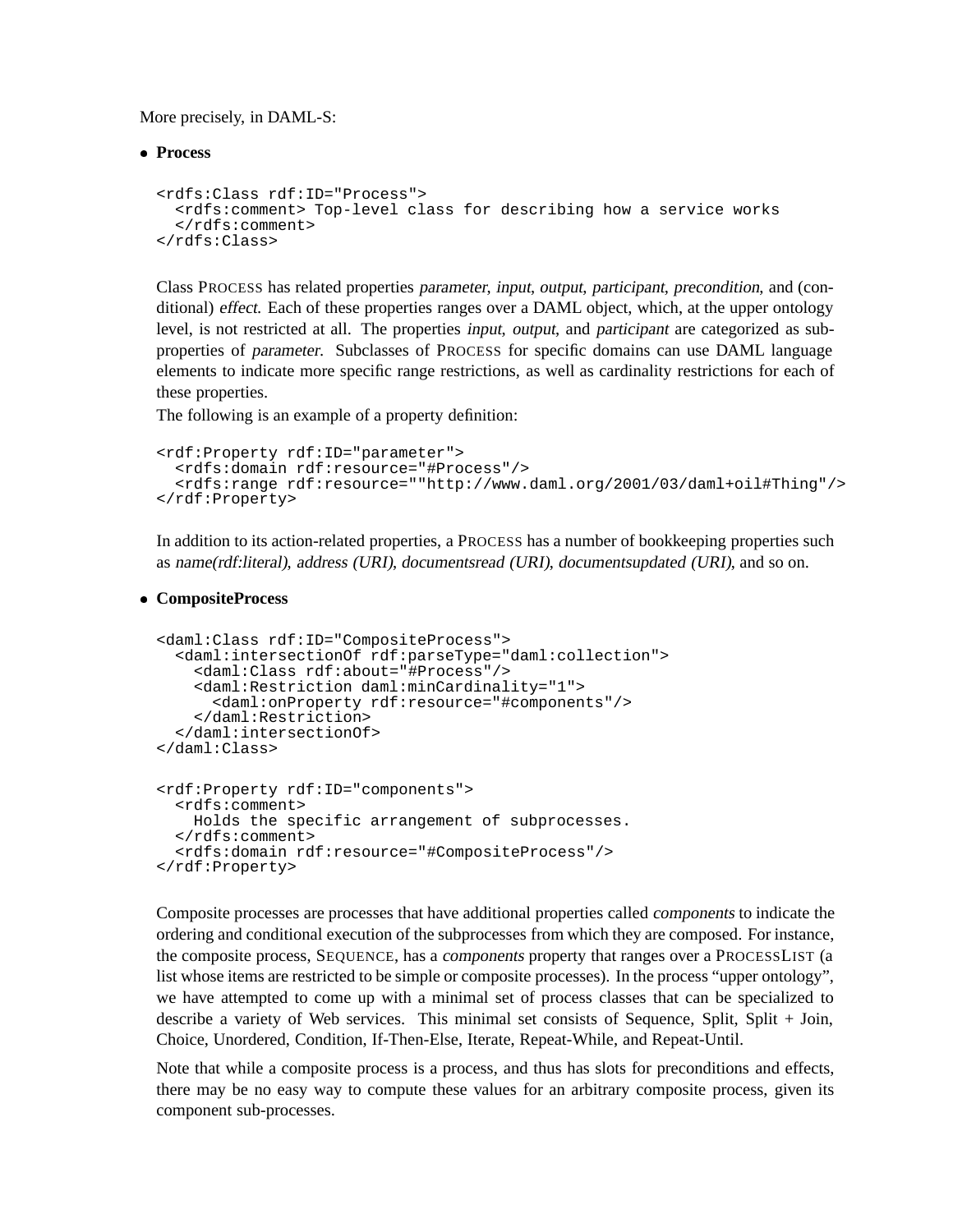More precisely, in DAML-S:

- **Process**

```
<rdfs:Class rdf:ID="Process">
  <rdfs:comment> Top-level class for describing how a service works
  </rdfs:comment>
</rdfs:Class>
```

Class PROCESS has related properties *parameter*, *input*, *output*, *participant*, *precondition*, and (conditional) *effect*. Each of these properties ranges over a DAML object, which, at the upper ontology level, is not restricted at all. The properties *input*, *output*, and *participant* are categorized as subproperties of *parameter*. Subclasses of PROCESS for specific domains can use DAML language elements to indicate more specific range restrictions, as well as cardinality restrictions for each of these properties.

The following is an example of a property definition:

```
<rdf:Property rdf:ID="parameter">
  <rdfs:domain rdf:resource="#Process"/>
  <rdfs:range rdf:resource=""http://www.daml.org/2001/03/daml+oil#Thing"/>
</rdf:Property>
```

In addition to its action-related properties, a PROCESS has a number of bookkeeping properties such as *name(rdf:literal)*, *address (URI)*, *documentsread (URI)*, *documentsupdated (URI)*, and so on.

- **CompositeProcess**

```
<daml:Class rdf:ID="CompositeProcess">
  <daml:intersectionOf rdf:parseType="daml:collection">
    <daml:Class rdf:about="#Process"/>
    <daml:Restriction daml:minCardinality="1">
      <daml:onProperty rdf:resource="#components"/>
    </daml:Restriction>
  </daml:intersectionOf>
</daml:Class>

<rdf:Property rdf:ID="components">
  <rdfs:comment>
    Holds the specific arrangement of subprocesses.
  </rdfs:comment>
  <rdfs:domain rdf:resource="#CompositeProcess"/>
</rdf:Property>
```

Composite processes are processes that have additional properties called *components* to indicate the ordering and conditional execution of the subprocesses from which they are composed. For instance, the composite process, SEQUENCE, has a *components* property that ranges over a PROCESSLIST (a list whose items are restricted to be simple or composite processes). In the process "upper ontology", we have attempted to come up with a minimal set of process classes that can be specialized to describe a variety of Web services. This minimal set consists of Sequence, Split, Split + Join, Choice, Unordered, Condition, If-Then-Else, Iterate, Repeat-While, and Repeat-Until.

Note that while a composite process is a process, and thus has slots for preconditions and effects, there may be no easy way to compute these values for an arbitrary composite process, given its component sub-processes.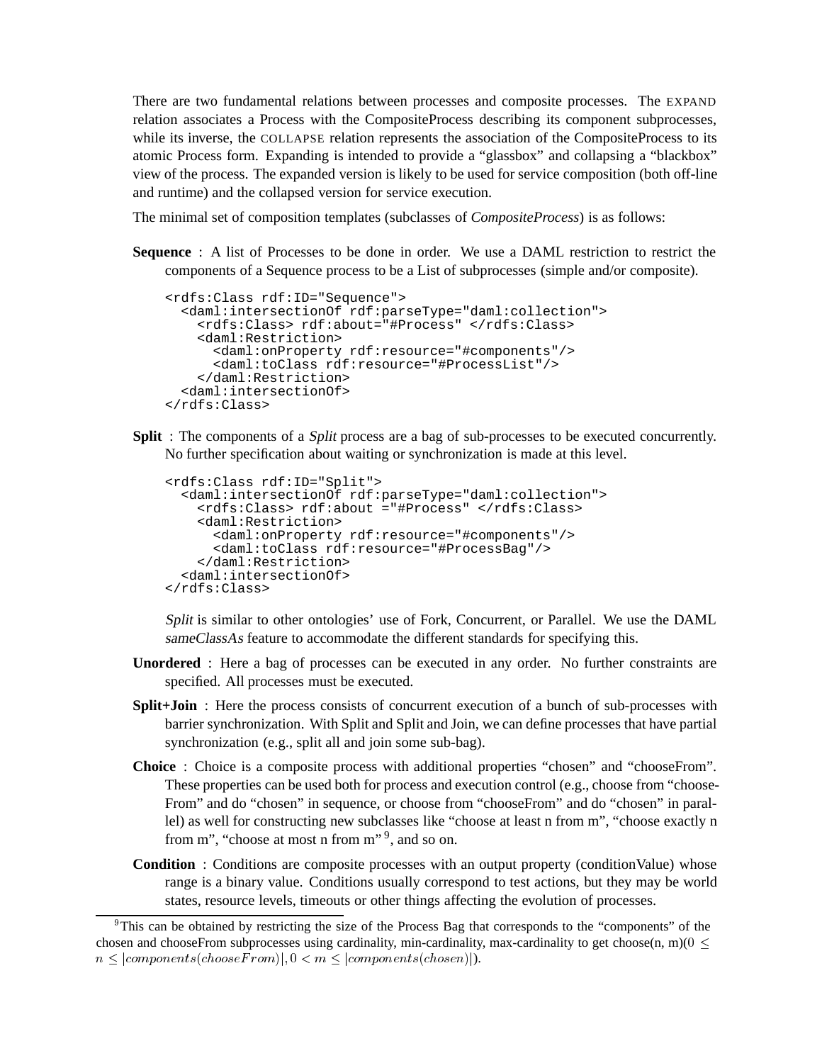There are two fundamental relations between processes and composite processes. The EXPAND relation associates a Process with the CompositeProcess describing its component subprocesses, while its inverse, the COLLAPSE relation represents the association of the CompositeProcess to its atomic Process form. Expanding is intended to provide a "glassbox" and collapsing a "blackbox" view of the process. The expanded version is likely to be used for service composition (both off-line and runtime) and the collapsed version for service execution.

The minimal set of composition templates (subclasses of *CompositeProcess*) is as follows:

**Sequence** : A list of Processes to be done in order. We use a DAML restriction to restrict the components of a Sequence process to be a List of subprocesses (simple and/or composite).

```
<rdfs:Class rdf:ID="Sequence">
  <daml:intersectionOf rdf:parseType="daml:collection">
    <rdfs:Class> rdf:about="#Process" </rdfs:Class>
    <daml:Restriction>
      <daml:onProperty rdf:resource="#components"/>
      <daml:toClass rdf:resource="#ProcessList"/>
    </daml:Restriction>
  <daml:intersectionOf>
</rdfs:Class>
```

**Split** : The components of a *Split* process are a bag of sub-processes to be executed concurrently. No further specification about waiting or synchronization is made at this level.

```
<rdfs:Class rdf:ID="Split">
  <daml:intersectionOf rdf:parseType="daml:collection">
    <rdfs:Class> rdf:about ="#Process" </rdfs:Class>
    <daml:Restriction>
      <daml:onProperty rdf:resource="#components"/>
      <daml:toClass rdf:resource="#ProcessBag"/>
    </daml:Restriction>
  <daml:intersectionOf>
</rdfs:Class>
```

*Split* is similar to other ontologies' use of Fork, Concurrent, or Parallel. We use the DAML *sameClassAs* feature to accommodate the different standards for specifying this.

**Unordered** : Here a bag of processes can be executed in any order. No further constraints are specified. All processes must be executed.

**Split+Join** : Here the process consists of concurrent execution of a bunch of sub-processes with barrier synchronization. With Split and Split and Join, we can define processes that have partial synchronization (e.g., split all and join some sub-bag).

**Choice** : Choice is a composite process with additional properties "chosen" and "chooseFrom". These properties can be used both for process and execution control (e.g., choose from "chooseFrom" and do "chosen" in sequence, or choose from "chooseFrom" and do "chosen" in parallel) as well for constructing new subclasses like "choose at least n from m", "choose exactly n from m", "choose at most n from m" [9], and so on.

**Condition** : Conditions are composite processes with an output property (conditionValue) whose range is a binary value. Conditions usually correspond to test actions, but they may be world states, resource levels, timeouts or other things affecting the evolution of processes.

---

[9] This can be obtained by restricting the size of the Process Bag that corresponds to the "components" of the chosen and chooseFrom subprocesses using cardinality, min-cardinality, max-cardinality to get choose(n, m)($0 \leq n \leq |components(chooseFrom)|, 0 < m \leq |components(chosen)|$).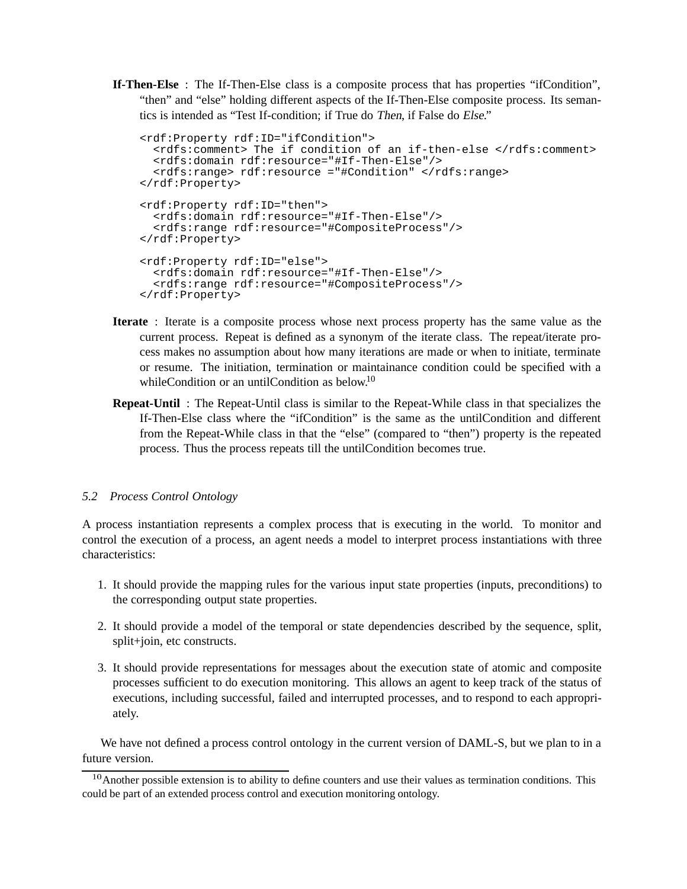**If-Then-Else** : The If-Then-Else class is a composite process that has properties "ifCondition", "then" and "else" holding different aspects of the If-Then-Else composite process. Its semantics is intended as "Test If-condition; if True do *Then*, if False do *Else*."

```
<rdf:Property rdf:ID="ifCondition">
  <rdfs:comment> The if condition of an if-then-else </rdfs:comment>
  <rdfs:domain rdf:resource="#If-Then-Else"/>
  <rdfs:range> rdf:resource ="#Condition" </rdfs:range>
</rdf:Property>

<rdf:Property rdf:ID="then">
  <rdfs:domain rdf:resource="#If-Then-Else"/>
  <rdfs:range rdf:resource="#CompositeProcess"/>
</rdf:Property>

<rdf:Property rdf:ID="else">
  <rdfs:domain rdf:resource="#If-Then-Else"/>
  <rdfs:range rdf:resource="#CompositeProcess"/>
</rdf:Property>
```

**Iterate** : Iterate is a composite process whose next process property has the same value as the current process. Repeat is defined as a synonym of the iterate class. The repeat/iterate process makes no assumption about how many iterations are made or when to initiate, terminate or resume. The initiation, termination or maintainance condition could be specified with a whileCondition or an untilCondition as below.[10]

**Repeat-Until** : The Repeat-Until class is similar to the Repeat-While class in that specializes the If-Then-Else class where the "ifCondition" is the same as the untilCondition and different from the Repeat-While class in that the "else" (compared to "then") property is the repeated process. Thus the process repeats till the untilCondition becomes true.

### *5.2 Process Control Ontology*

A process instantiation represents a complex process that is executing in the world. To monitor and control the execution of a process, an agent needs a model to interpret process instantiations with three characteristics:

1. It should provide the mapping rules for the various input state properties (inputs, preconditions) to the corresponding output state properties.
2. It should provide a model of the temporal or state dependencies described by the sequence, split, split+join, etc constructs.
3. It should provide representations for messages about the execution state of atomic and composite processes sufficient to do execution monitoring. This allows an agent to keep track of the status of executions, including successful, failed and interrupted processes, and to respond to each appropriately.

We have not defined a process control ontology in the current version of DAML-S, but we plan to in a future version.

[10] Another possible extension is to ability to define counters and use their values as termination conditions. This could be part of an extended process control and execution monitoring ontology.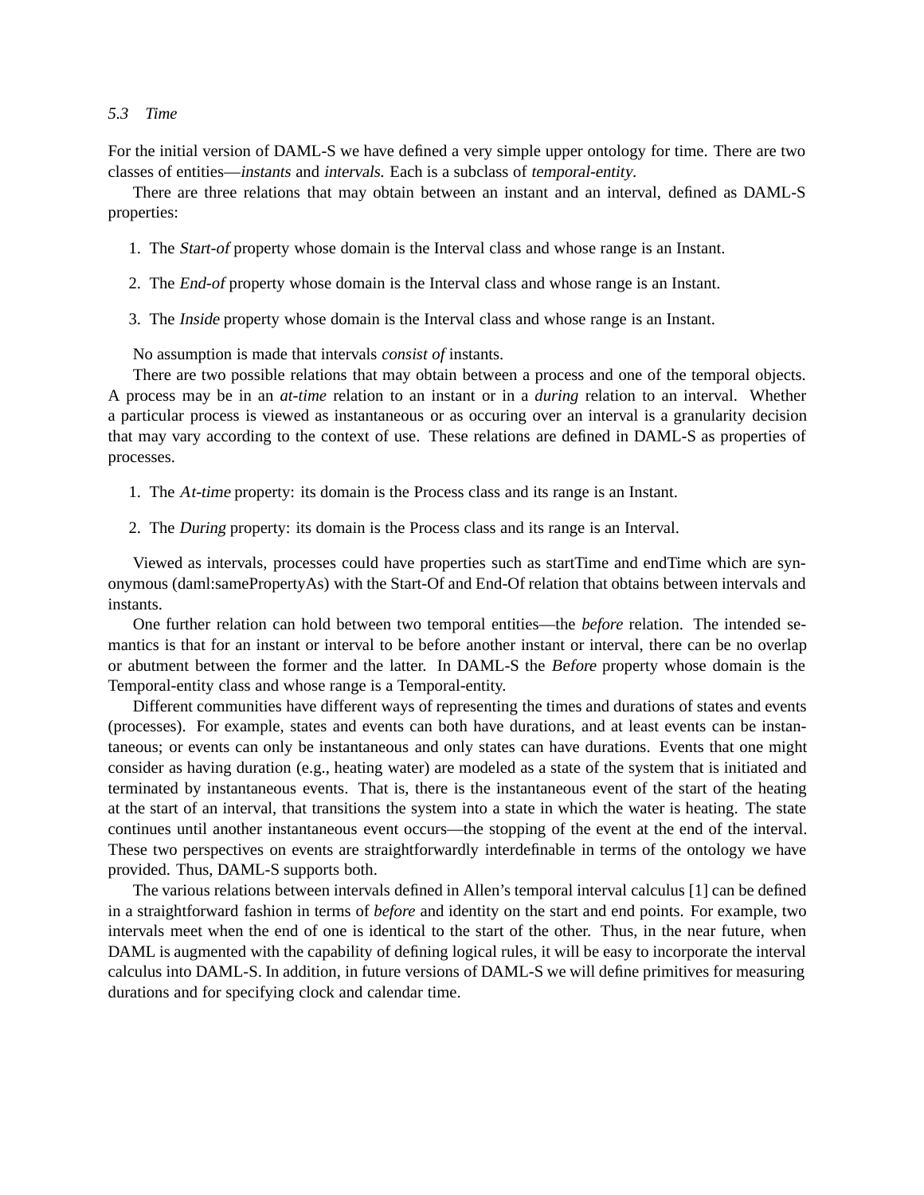### *5.3 Time*

For the initial version of DAML-S we have defined a very simple upper ontology for time. There are two classes of entities—*instants* and *intervals*. Each is a subclass of *temporal-entity*.

There are three relations that may obtain between an instant and an interval, defined as DAML-S properties:

1. The *Start-of* property whose domain is the Interval class and whose range is an Instant.
2. The *End-of* property whose domain is the Interval class and whose range is an Instant.
3. The *Inside* property whose domain is the Interval class and whose range is an Instant.

No assumption is made that intervals *consist of* instants.

There are two possible relations that may obtain between a process and one of the temporal objects. A process may be in an *at-time* relation to an instant or in a *during* relation to an interval. Whether a particular process is viewed as instantaneous or as occuring over an interval is a granularity decision that may vary according to the context of use. These relations are defined in DAML-S as properties of processes.

1. The *At-time* property: its domain is the Process class and its range is an Instant.
2. The *During* property: its domain is the Process class and its range is an Interval.

Viewed as intervals, processes could have properties such as startTime and endTime which are synonymous (daml:samePropertyAs) with the Start-Of and End-Of relation that obtains between intervals and instants.

One further relation can hold between two temporal entities—the *before* relation. The intended semantics is that for an instant or interval to be before another instant or interval, there can be no overlap or abutment between the former and the latter. In DAML-S the *Before* property whose domain is the Temporal-entity class and whose range is a Temporal-entity.

Different communities have different ways of representing the times and durations of states and events (processes). For example, states and events can both have durations, and at least events can be instantaneous; or events can only be instantaneous and only states can have durations. Events that one might consider as having duration (e.g., heating water) are modeled as a state of the system that is initiated and terminated by instantaneous events. That is, there is the instantaneous event of the start of the heating at the start of an interval, that transitions the system into a state in which the water is heating. The state continues until another instantaneous event occurs—the stopping of the event at the end of the interval. These two perspectives on events are straightforwardly interdefinable in terms of the ontology we have provided. Thus, DAML-S supports both.

The various relations between intervals defined in Allen's temporal interval calculus [1] can be defined in a straightforward fashion in terms of *before* and identity on the start and end points. For example, two intervals meet when the end of one is identical to the start of the other. Thus, in the near future, when DAML is augmented with the capability of defining logical rules, it will be easy to incorporate the interval calculus into DAML-S. In addition, in future versions of DAML-S we will define primitives for measuring durations and for specifying clock and calendar time.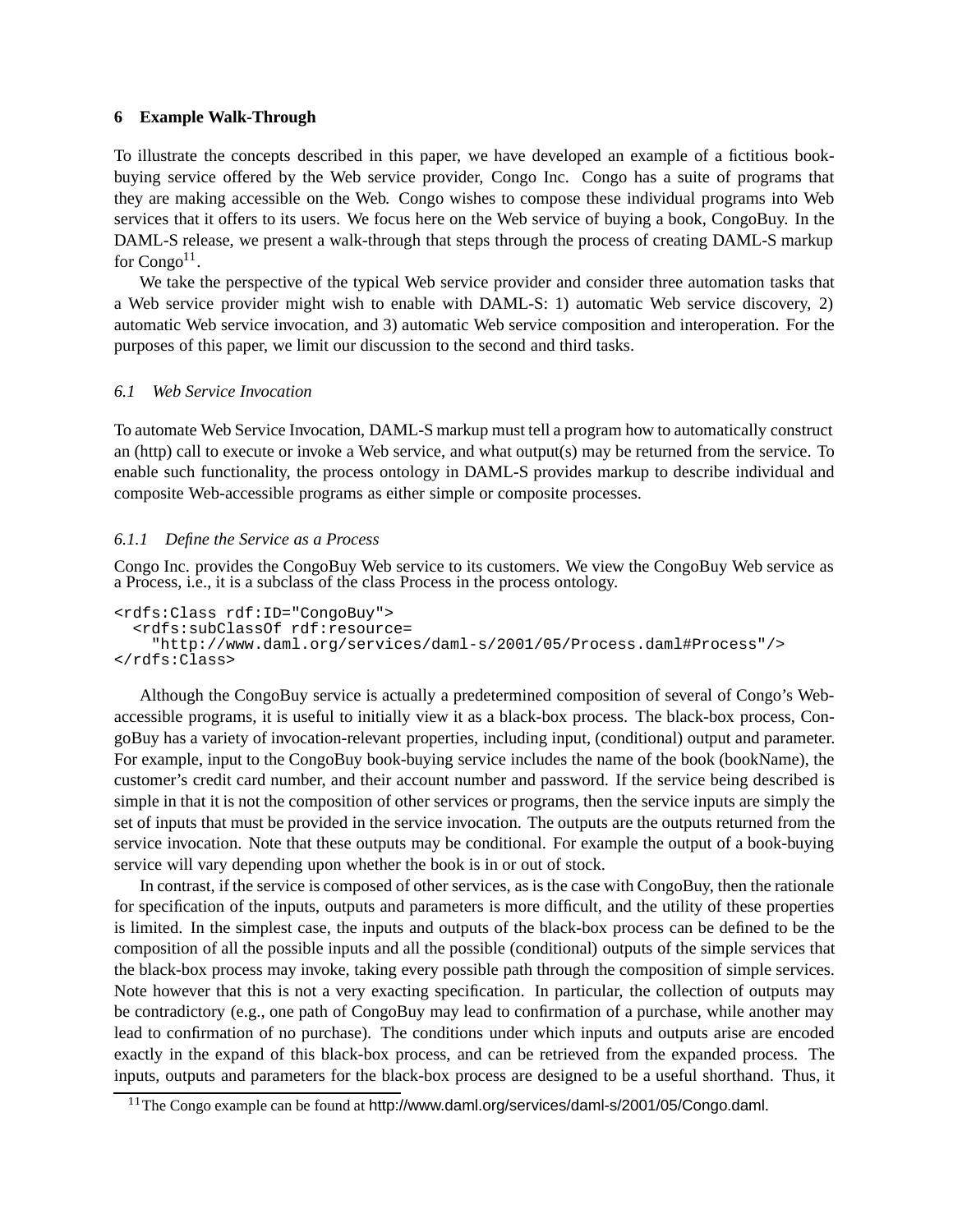## 6 Example Walk-Through

To illustrate the concepts described in this paper, we have developed an example of a fictitious book-buying service offered by the Web service provider, Congo Inc. Congo has a suite of programs that they are making accessible on the Web. Congo wishes to compose these individual programs into Web services that it offers to its users. We focus here on the Web service of buying a book, CongoBuy. In the DAML-S release, we present a walk-through that steps through the process of creating DAML-S markup for Congo[11].

We take the perspective of the typical Web service provider and consider three automation tasks that a Web service provider might wish to enable with DAML-S: 1) automatic Web service discovery, 2) automatic Web service invocation, and 3) automatic Web service composition and interoperation. For the purposes of this paper, we limit our discussion to the second and third tasks.

### *6.1 Web Service Invocation*

To automate Web Service Invocation, DAML-S markup must tell a program how to automatically construct an (http) call to execute or invoke a Web service, and what output(s) may be returned from the service. To enable such functionality, the process ontology in DAML-S provides markup to describe individual and composite Web-accessible programs as either simple or composite processes.

#### *6.1.1 Define the Service as a Process*

Congo Inc. provides the CongoBuy Web service to its customers. We view the CongoBuy Web service as a Process, i.e., it is a subclass of the class Process in the process ontology.

```
<rdfs:Class rdf:ID="CongoBuy">
  <rdfs:subClassOf rdf:resource=
    "http://www.daml.org/services/daml-s/2001/05/Process.daml#Process"/>
</rdfs:Class>
```

Although the CongoBuy service is actually a predetermined composition of several of Congo's Web-accessible programs, it is useful to initially view it as a black-box process. The black-box process, CongoBuy has a variety of invocation-relevant properties, including input, (conditional) output and parameter. For example, input to the CongoBuy book-buying service includes the name of the book (bookName), the customer's credit card number, and their account number and password. If the service being described is simple in that it is not the composition of other services or programs, then the service inputs are simply the set of inputs that must be provided in the service invocation. The outputs are the outputs returned from the service invocation. Note that these outputs may be conditional. For example the output of a book-buying service will vary depending upon whether the book is in or out of stock.

In contrast, if the service is composed of other services, as is the case with CongoBuy, then the rationale for specification of the inputs, outputs and parameters is more difficult, and the utility of these properties is limited. In the simplest case, the inputs and outputs of the black-box process can be defined to be the composition of all the possible inputs and all the possible (conditional) outputs of the simple services that the black-box process may invoke, taking every possible path through the composition of simple services. Note however that this is not a very exacting specification. In particular, the collection of outputs may be contradictory (e.g., one path of CongoBuy may lead to confirmation of a purchase, while another may lead to confirmation of no purchase). The conditions under which inputs and outputs arise are encoded exactly in the expand of this black-box process, and can be retrieved from the expanded process. The inputs, outputs and parameters for the black-box process are designed to be a useful shorthand. Thus, it

[11]The Congo example can be found at http://www.daml.org/services/daml-s/2001/05/Congo.daml.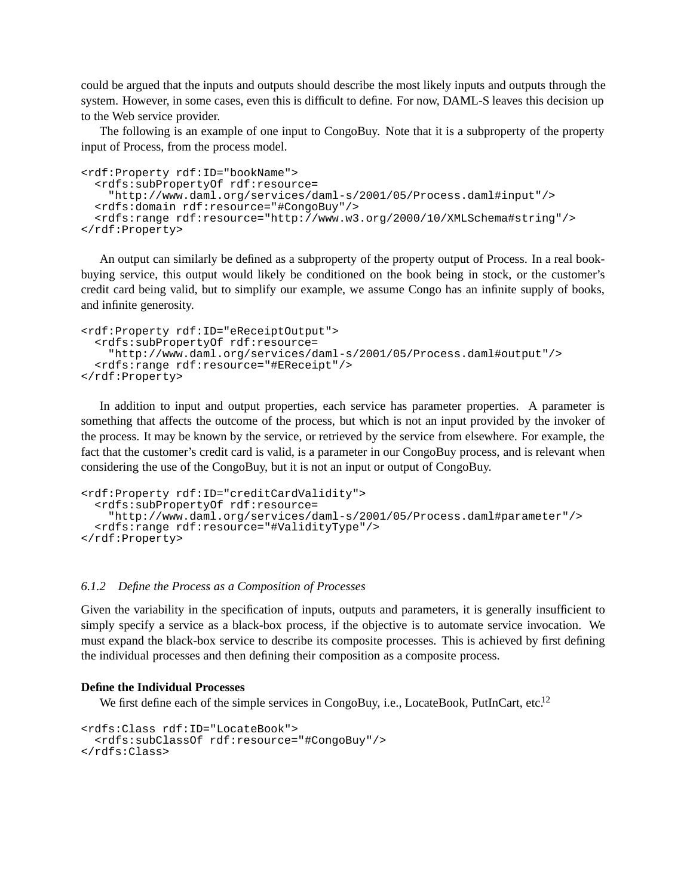could be argued that the inputs and outputs should describe the most likely inputs and outputs through the system. However, in some cases, even this is difficult to define. For now, DAML-S leaves this decision up to the Web service provider.

The following is an example of one input to CongoBuy. Note that it is a subproperty of the property input of Process, from the process model.

```
<rdf:Property rdf:ID="bookName">
  <rdfs:subPropertyOf rdf:resource=
    "http://www.daml.org/services/daml-s/2001/05/Process.daml#input"/>
  <rdfs:domain rdf:resource="#CongoBuy"/>
  <rdfs:range rdf:resource="http://www.w3.org/2000/10/XMLSchema#string"/>
</rdf:Property>
```

An output can similarly be defined as a subproperty of the property output of Process. In a real book-buying service, this output would likely be conditioned on the book being in stock, or the customer's credit card being valid, but to simplify our example, we assume Congo has an infinite supply of books, and infinite generosity.

```
<rdf:Property rdf:ID="eReceiptOutput">
  <rdfs:subPropertyOf rdf:resource=
    "http://www.daml.org/services/daml-s/2001/05/Process.daml#output"/>
  <rdfs:range rdf:resource="#EReceipt"/>
</rdf:Property>
```

In addition to input and output properties, each service has parameter properties. A parameter is something that affects the outcome of the process, but which is not an input provided by the invoker of the process. It may be known by the service, or retrieved by the service from elsewhere. For example, the fact that the customer's credit card is valid, is a parameter in our CongoBuy process, and is relevant when considering the use of the CongoBuy, but it is not an input or output of CongoBuy.

```
<rdf:Property rdf:ID="creditCardValidity">
  <rdfs:subPropertyOf rdf:resource=
    "http://www.daml.org/services/daml-s/2001/05/Process.daml#parameter"/>
  <rdfs:range rdf:resource="#ValidityType"/>
</rdf:Property>
```

#### *6.1.2 Define the Process as a Composition of Processes*

Given the variability in the specification of inputs, outputs and parameters, it is generally insufficient to simply specify a service as a black-box process, if the objective is to automate service invocation. We must expand the black-box service to describe its composite processes. This is achieved by first defining the individual processes and then defining their composition as a composite process.

**Define the Individual Processes**

We first define each of the simple services in CongoBuy, i.e., LocateBook, PutInCart, etc.[12]

```
<rdfs:Class rdf:ID="LocateBook">
  <rdfs:subClassOf rdf:resource="#CongoBuy"/>
</rdfs:Class>
```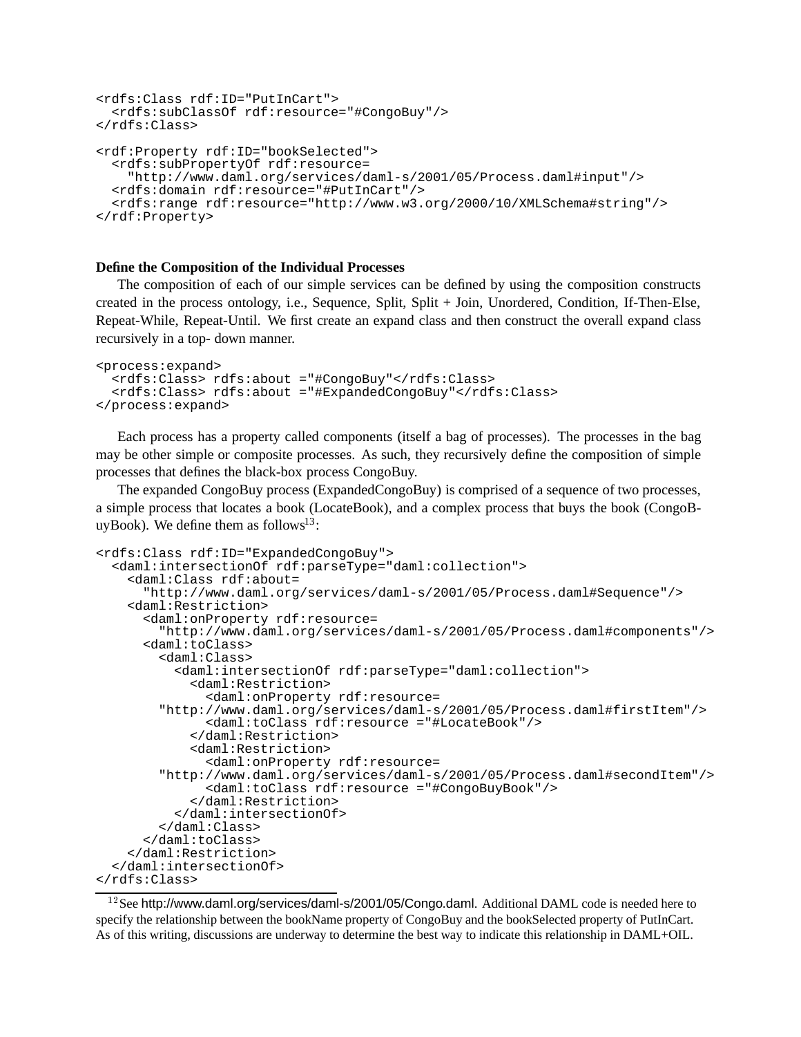```
<rdfs:Class rdf:ID="PutInCart">
  <rdfs:subClassOf rdf:resource="#CongoBuy"/>
</rdfs:Class>

<rdf:Property rdf:ID="bookSelected">
  <rdfs:subPropertyOf rdf:resource=
    "http://www.daml.org/services/daml-s/2001/05/Process.daml#input"/>
  <rdfs:domain rdf:resource="#PutInCart"/>
  <rdfs:range rdf:resource="http://www.w3.org/2000/10/XMLSchema#string"/>
</rdf:Property>
```

**Define the Composition of the Individual Processes**

The composition of each of our simple services can be defined by using the composition constructs created in the process ontology, i.e., Sequence, Split, Split + Join, Unordered, Condition, If-Then-Else, Repeat-While, Repeat-Until. We first create an expand class and then construct the overall expand class recursively in a top- down manner.

```
<process:expand>
  <rdfs:Class> rdfs:about ="#CongoBuy"</rdfs:Class>
  <rdfs:Class> rdfs:about ="#ExpandedCongoBuy"</rdfs:Class>
</process:expand>
```

Each process has a property called components (itself a bag of processes). The processes in the bag may be other simple or composite processes. As such, they recursively define the composition of simple processes that defines the black-box process CongoBuy.

The expanded CongoBuy process (ExpandedCongoBuy) is comprised of a sequence of two processes, a simple process that locates a book (LocateBook), and a complex process that buys the book (CongoBuyBook). We define them as follows[13]:

```
<rdfs:Class rdf:ID="ExpandedCongoBuy">
  <daml:intersectionOf rdf:parseType="daml:collection">
    <daml:Class rdf:about=
      "http://www.daml.org/services/daml-s/2001/05/Process.daml#Sequence"/>
    <daml:Restriction>
      <daml:onProperty rdf:resource=
        "http://www.daml.org/services/daml-s/2001/05/Process.daml#components"/>
      <daml:toClass>
        <daml:Class>
          <daml:intersectionOf rdf:parseType="daml:collection">
            <daml:Restriction>
              <daml:onProperty rdf:resource=
        "http://www.daml.org/services/daml-s/2001/05/Process.daml#firstItem"/>
              <daml:toClass rdf:resource ="#LocateBook"/>
            </daml:Restriction>
            <daml:Restriction>
              <daml:onProperty rdf:resource=
        "http://www.daml.org/services/daml-s/2001/05/Process.daml#secondItem"/>
              <daml:toClass rdf:resource ="#CongoBuyBook"/>
            </daml:Restriction>
          </daml:intersectionOf>
        </daml:Class>
      </daml:toClass>
    </daml:Restriction>
  </daml:intersectionOf>
</rdfs:Class>
```

[12] See http://www.daml.org/services/daml-s/2001/05/Congo.daml. Additional DAML code is needed here to specify the relationship between the bookName property of CongoBuy and the bookSelected property of PutInCart. As of this writing, discussions are underway to determine the best way to indicate this relationship in DAML+OIL.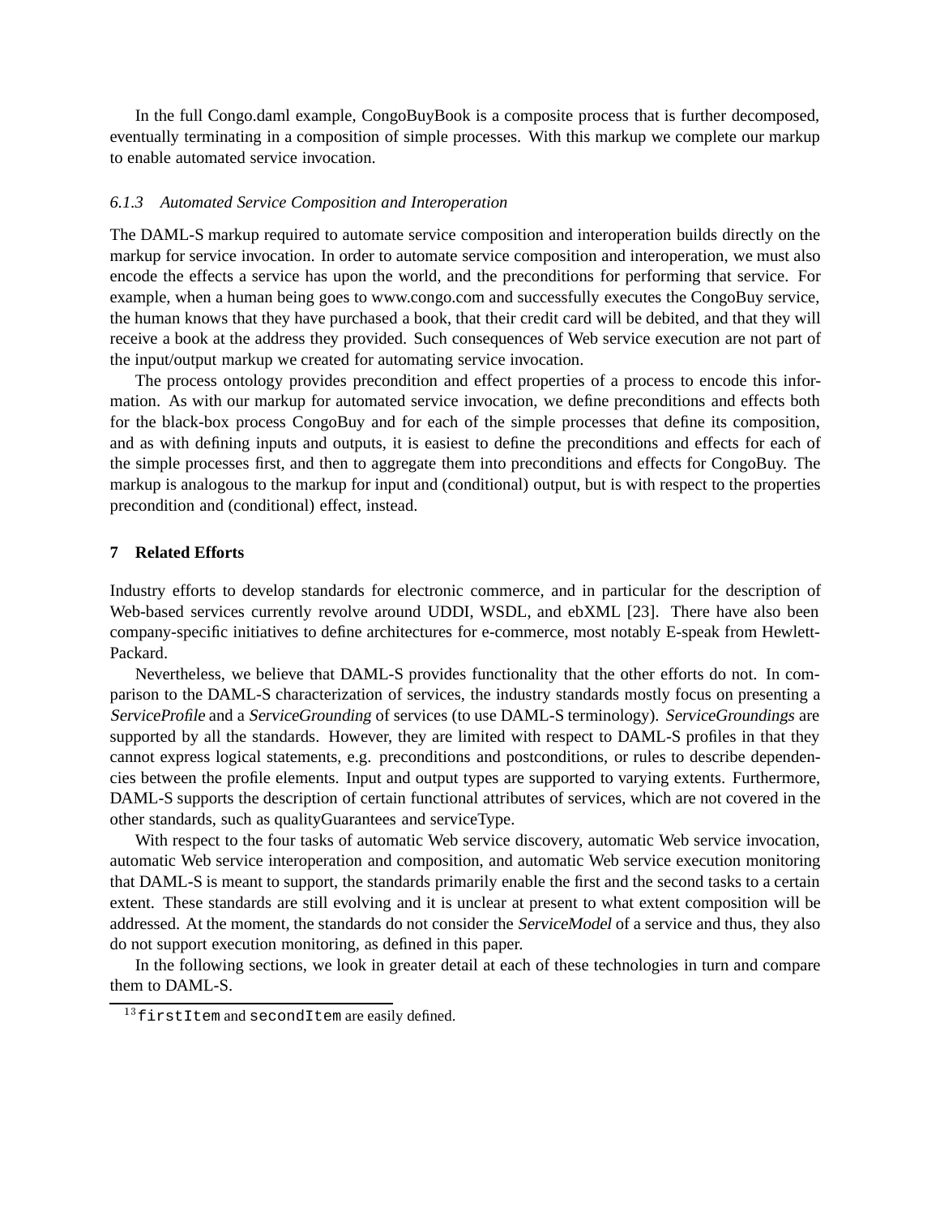In the full Congo.daml example, CongoBuyBook is a composite process that is further decomposed, eventually terminating in a composition of simple processes. With this markup we complete our markup to enable automated service invocation.

#### *6.1.3 Automated Service Composition and Interoperation*

The DAML-S markup required to automate service composition and interoperation builds directly on the markup for service invocation. In order to automate service composition and interoperation, we must also encode the effects a service has upon the world, and the preconditions for performing that service. For example, when a human being goes to www.congo.com and successfully executes the CongoBuy service, the human knows that they have purchased a book, that their credit card will be debited, and that they will receive a book at the address they provided. Such consequences of Web service execution are not part of the input/output markup we created for automating service invocation.

The process ontology provides precondition and effect properties of a process to encode this information. As with our markup for automated service invocation, we define preconditions and effects both for the black-box process CongoBuy and for each of the simple processes that define its composition, and as with defining inputs and outputs, it is easiest to define the preconditions and effects for each of the simple processes first, and then to aggregate them into preconditions and effects for CongoBuy. The markup is analogous to the markup for input and (conditional) output, but is with respect to the properties precondition and (conditional) effect, instead.

## 7 Related Efforts

Industry efforts to develop standards for electronic commerce, and in particular for the description of Web-based services currently revolve around UDDI, WSDL, and ebXML [23]. There have also been company-specific initiatives to define architectures for e-commerce, most notably E-speak from Hewlett-Packard.

Nevertheless, we believe that DAML-S provides functionality that the other efforts do not. In comparison to the DAML-S characterization of services, the industry standards mostly focus on presenting a *ServiceProfile* and a *ServiceGrounding* of services (to use DAML-S terminology). *ServiceGroundings* are supported by all the standards. However, they are limited with respect to DAML-S profiles in that they cannot express logical statements, e.g. preconditions and postconditions, or rules to describe dependencies between the profile elements. Input and output types are supported to varying extents. Furthermore, DAML-S supports the description of certain functional attributes of services, which are not covered in the other standards, such as qualityGuarantees and serviceType.

With respect to the four tasks of automatic Web service discovery, automatic Web service invocation, automatic Web service interoperation and composition, and automatic Web service execution monitoring that DAML-S is meant to support, the standards primarily enable the first and the second tasks to a certain extent. These standards are still evolving and it is unclear at present to what extent composition will be addressed. At the moment, the standards do not consider the *ServiceModel* of a service and thus, they also do not support execution monitoring, as defined in this paper.

In the following sections, we look in greater detail at each of these technologies in turn and compare them to DAML-S.

[13] `firstItem` and `secondItem` are easily defined.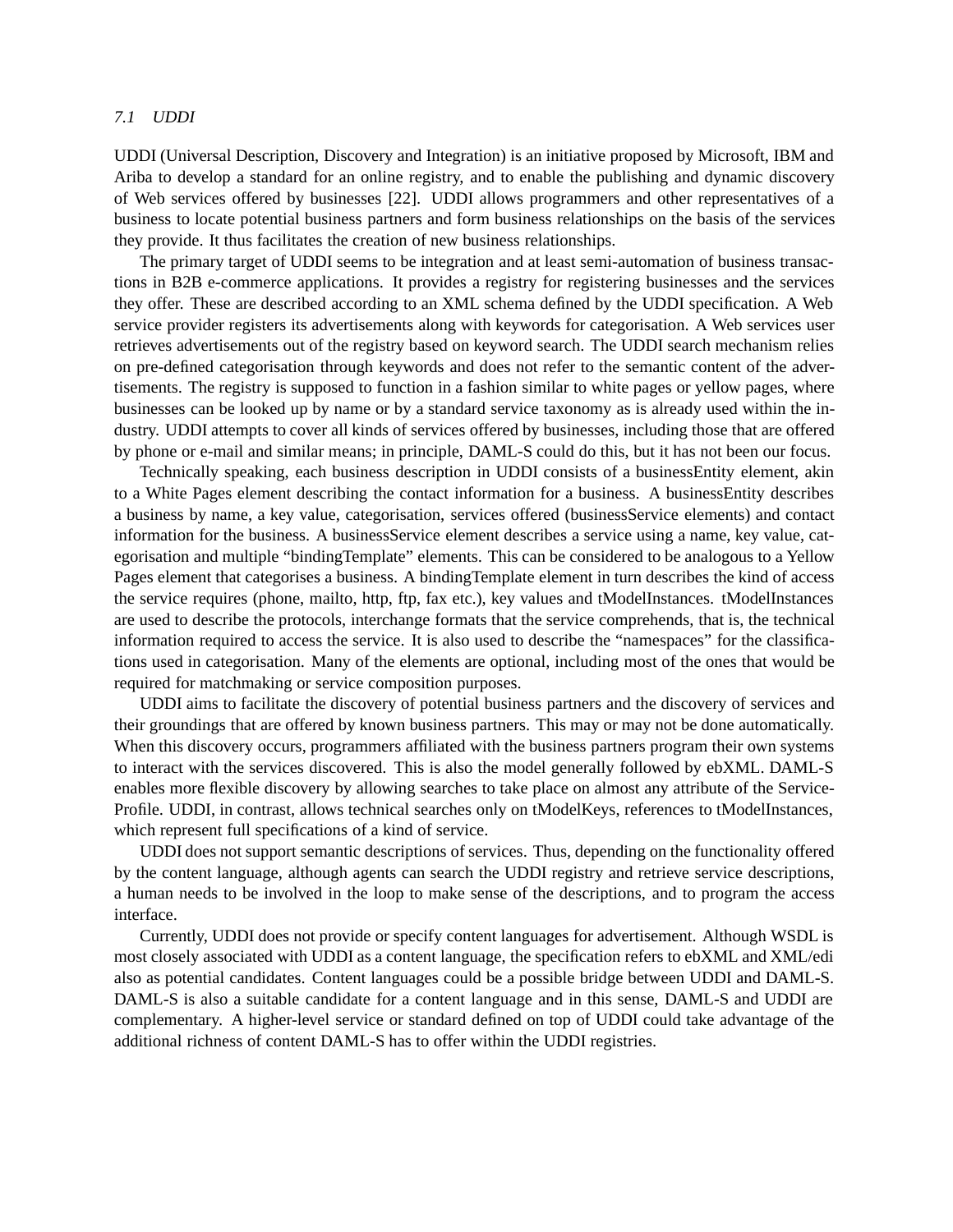### *7.1 UDDI*

UDDI (Universal Description, Discovery and Integration) is an initiative proposed by Microsoft, IBM and Ariba to develop a standard for an online registry, and to enable the publishing and dynamic discovery of Web services offered by businesses [22]. UDDI allows programmers and other representatives of a business to locate potential business partners and form business relationships on the basis of the services they provide. It thus facilitates the creation of new business relationships.

The primary target of UDDI seems to be integration and at least semi-automation of business transactions in B2B e-commerce applications. It provides a registry for registering businesses and the services they offer. These are described according to an XML schema defined by the UDDI specification. A Web service provider registers its advertisements along with keywords for categorisation. A Web services user retrieves advertisements out of the registry based on keyword search. The UDDI search mechanism relies on pre-defined categorisation through keywords and does not refer to the semantic content of the advertisements. The registry is supposed to function in a fashion similar to white pages or yellow pages, where businesses can be looked up by name or by a standard service taxonomy as is already used within the industry. UDDI attempts to cover all kinds of services offered by businesses, including those that are offered by phone or e-mail and similar means; in principle, DAML-S could do this, but it has not been our focus.

Technically speaking, each business description in UDDI consists of a businessEntity element, akin to a White Pages element describing the contact information for a business. A businessEntity describes a business by name, a key value, categorisation, services offered (businessService elements) and contact information for the business. A businessService element describes a service using a name, key value, categorisation and multiple “bindingTemplate” elements. This can be considered to be analogous to a Yellow Pages element that categorises a business. A bindingTemplate element in turn describes the kind of access the service requires (phone, mailto, http, ftp, fax etc.), key values and tModelInstances. tModelInstances are used to describe the protocols, interchange formats that the service comprehends, that is, the technical information required to access the service. It is also used to describe the “namespaces” for the classifications used in categorisation. Many of the elements are optional, including most of the ones that would be required for matchmaking or service composition purposes.

UDDI aims to facilitate the discovery of potential business partners and the discovery of services and their groundings that are offered by known business partners. This may or may not be done automatically. When this discovery occurs, programmers affiliated with the business partners program their own systems to interact with the services discovered. This is also the model generally followed by ebXML. DAML-S enables more flexible discovery by allowing searches to take place on almost any attribute of the ServiceProfile. UDDI, in contrast, allows technical searches only on tModelKeys, references to tModelInstances, which represent full specifications of a kind of service.

UDDI does not support semantic descriptions of services. Thus, depending on the functionality offered by the content language, although agents can search the UDDI registry and retrieve service descriptions, a human needs to be involved in the loop to make sense of the descriptions, and to program the access interface.

Currently, UDDI does not provide or specify content languages for advertisement. Although WSDL is most closely associated with UDDI as a content language, the specification refers to ebXML and XML/edi also as potential candidates. Content languages could be a possible bridge between UDDI and DAML-S. DAML-S is also a suitable candidate for a content language and in this sense, DAML-S and UDDI are complementary. A higher-level service or standard defined on top of UDDI could take advantage of the additional richness of content DAML-S has to offer within the UDDI registries.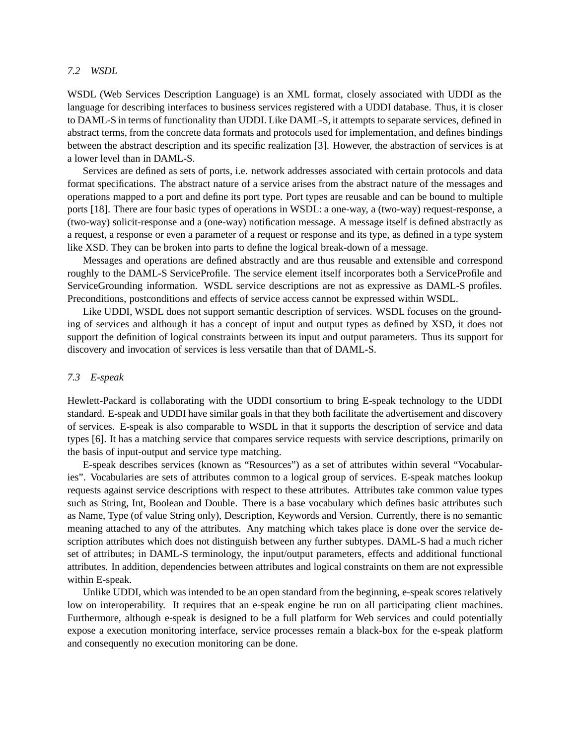### *7.2 WSDL*

WSDL (Web Services Description Language) is an XML format, closely associated with UDDI as the language for describing interfaces to business services registered with a UDDI database. Thus, it is closer to DAML-S in terms of functionality than UDDI. Like DAML-S, it attempts to separate services, defined in abstract terms, from the concrete data formats and protocols used for implementation, and defines bindings between the abstract description and its specific realization [3]. However, the abstraction of services is at a lower level than in DAML-S.

Services are defined as sets of ports, i.e. network addresses associated with certain protocols and data format specifications. The abstract nature of a service arises from the abstract nature of the messages and operations mapped to a port and define its port type. Port types are reusable and can be bound to multiple ports [18]. There are four basic types of operations in WSDL: a one-way, a (two-way) request-response, a (two-way) solicit-response and a (one-way) notification message. A message itself is defined abstractly as a request, a response or even a parameter of a request or response and its type, as defined in a type system like XSD. They can be broken into parts to define the logical break-down of a message.

Messages and operations are defined abstractly and are thus reusable and extensible and correspond roughly to the DAML-S ServiceProfile. The service element itself incorporates both a ServiceProfile and ServiceGrounding information. WSDL service descriptions are not as expressive as DAML-S profiles. Preconditions, postconditions and effects of service access cannot be expressed within WSDL.

Like UDDI, WSDL does not support semantic description of services. WSDL focuses on the grounding of services and although it has a concept of input and output types as defined by XSD, it does not support the definition of logical constraints between its input and output parameters. Thus its support for discovery and invocation of services is less versatile than that of DAML-S.

### *7.3 E-speak*

Hewlett-Packard is collaborating with the UDDI consortium to bring E-speak technology to the UDDI standard. E-speak and UDDI have similar goals in that they both facilitate the advertisement and discovery of services. E-speak is also comparable to WSDL in that it supports the description of service and data types [6]. It has a matching service that compares service requests with service descriptions, primarily on the basis of input-output and service type matching.

E-speak describes services (known as "Resources") as a set of attributes within several "Vocabularies". Vocabularies are sets of attributes common to a logical group of services. E-speak matches lookup requests against service descriptions with respect to these attributes. Attributes take common value types such as String, Int, Boolean and Double. There is a base vocabulary which defines basic attributes such as Name, Type (of value String only), Description, Keywords and Version. Currently, there is no semantic meaning attached to any of the attributes. Any matching which takes place is done over the service description attributes which does not distinguish between any further subtypes. DAML-S had a much richer set of attributes; in DAML-S terminology, the input/output parameters, effects and additional functional attributes. In addition, dependencies between attributes and logical constraints on them are not expressible within E-speak.

Unlike UDDI, which was intended to be an open standard from the beginning, e-speak scores relatively low on interoperability. It requires that an e-speak engine be run on all participating client machines. Furthermore, although e-speak is designed to be a full platform for Web services and could potentially expose a execution monitoring interface, service processes remain a black-box for the e-speak platform and consequently no execution monitoring can be done.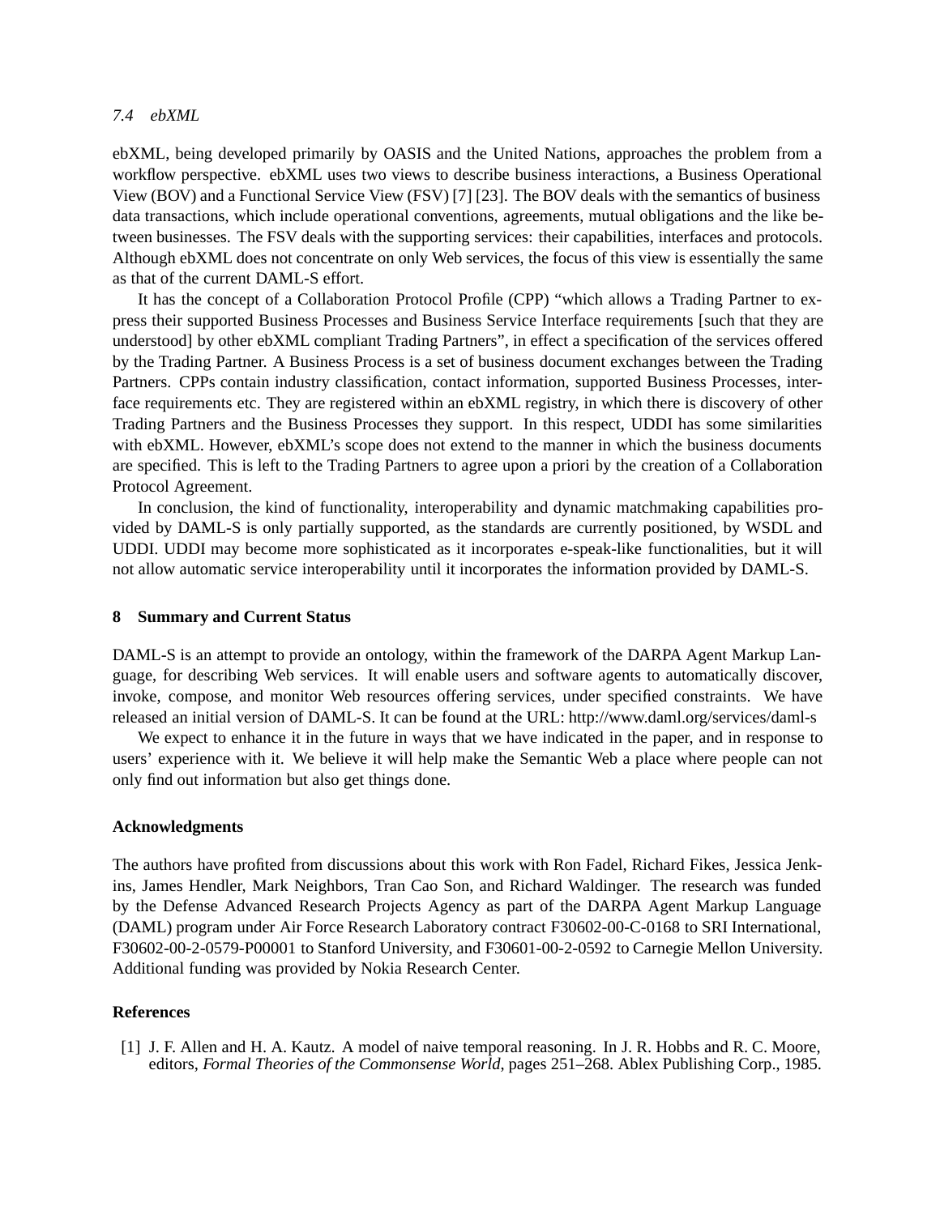### 7.4 ebXML

ebXML, being developed primarily by OASIS and the United Nations, approaches the problem from a workflow perspective. ebXML uses two views to describe business interactions, a Business Operational View (BOV) and a Functional Service View (FSV) [7] [23]. The BOV deals with the semantics of business data transactions, which include operational conventions, agreements, mutual obligations and the like between businesses. The FSV deals with the supporting services: their capabilities, interfaces and protocols. Although ebXML does not concentrate on only Web services, the focus of this view is essentially the same as that of the current DAML-S effort.

It has the concept of a Collaboration Protocol Profile (CPP) "which allows a Trading Partner to express their supported Business Processes and Business Service Interface requirements [such that they are understood] by other ebXML compliant Trading Partners", in effect a specification of the services offered by the Trading Partner. A Business Process is a set of business document exchanges between the Trading Partners. CPPs contain industry classification, contact information, supported Business Processes, interface requirements etc. They are registered within an ebXML registry, in which there is discovery of other Trading Partners and the Business Processes they support. In this respect, UDDI has some similarities with ebXML. However, ebXML's scope does not extend to the manner in which the business documents are specified. This is left to the Trading Partners to agree upon a priori by the creation of a Collaboration Protocol Agreement.

In conclusion, the kind of functionality, interoperability and dynamic matchmaking capabilities provided by DAML-S is only partially supported, as the standards are currently positioned, by WSDL and UDDI. UDDI may become more sophisticated as it incorporates e-speak-like functionalities, but it will not allow automatic service interoperability until it incorporates the information provided by DAML-S.

## 8 Summary and Current Status

DAML-S is an attempt to provide an ontology, within the framework of the DARPA Agent Markup Language, for describing Web services. It will enable users and software agents to automatically discover, invoke, compose, and monitor Web resources offering services, under specified constraints. We have released an initial version of DAML-S. It can be found at the URL: http://www.daml.org/services/daml-s

We expect to enhance it in the future in ways that we have indicated in the paper, and in response to users' experience with it. We believe it will help make the Semantic Web a place where people can not only find out information but also get things done.

## Acknowledgments

The authors have profited from discussions about this work with Ron Fadel, Richard Fikes, Jessica Jenkins, James Hendler, Mark Neighbors, Tran Cao Son, and Richard Waldinger. The research was funded by the Defense Advanced Research Projects Agency as part of the DARPA Agent Markup Language (DAML) program under Air Force Research Laboratory contract F30602-00-C-0168 to SRI International, F30602-00-2-0579-P00001 to Stanford University, and F30601-00-2-0592 to Carnegie Mellon University. Additional funding was provided by Nokia Research Center.

## References

[1] J. F. Allen and H. A. Kautz. A model of naive temporal reasoning. In J. R. Hobbs and R. C. Moore, editors, *Formal Theories of the Commonsense World*, pages 251–268. Ablex Publishing Corp., 1985.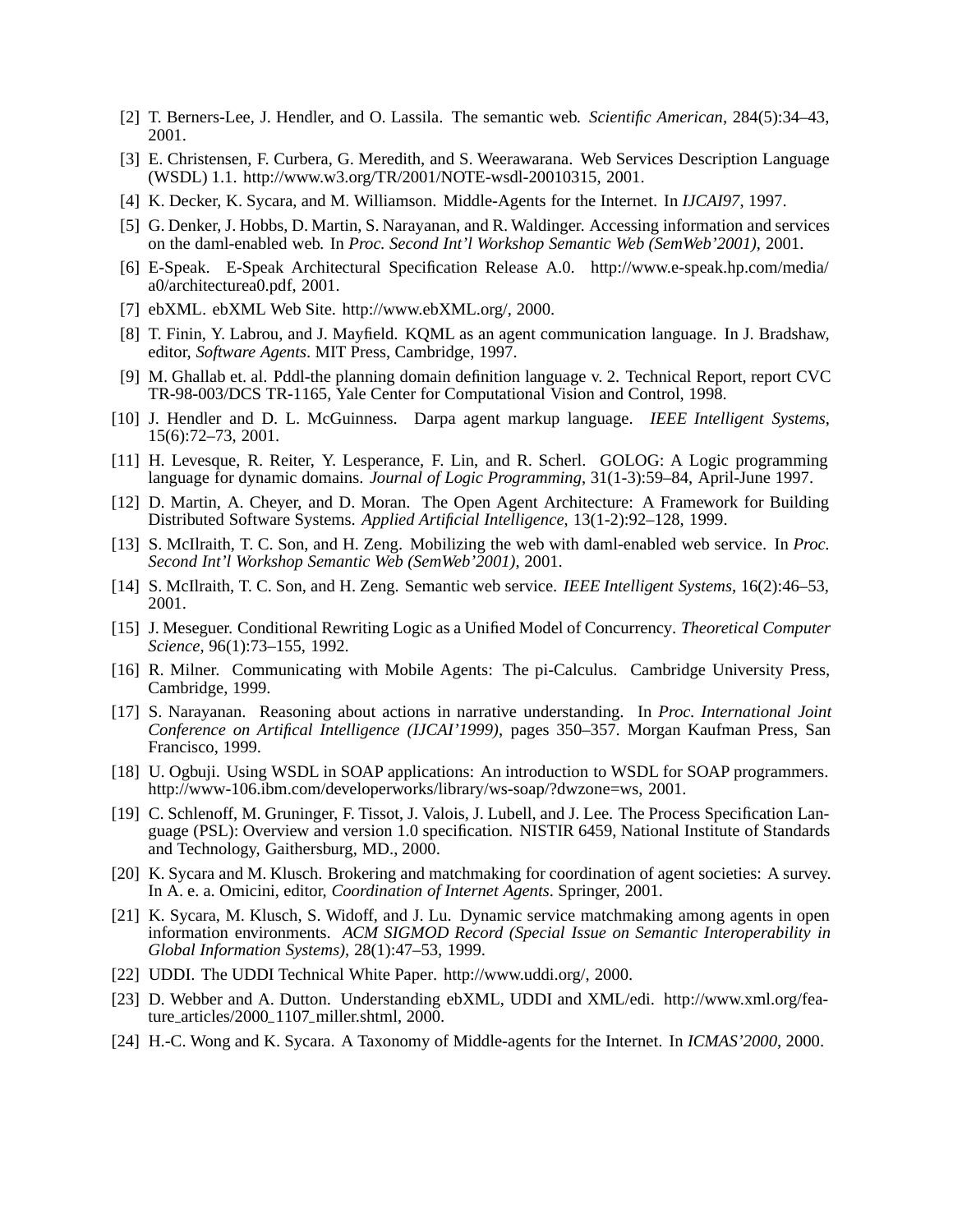[2] T. Berners-Lee, J. Hendler, and O. Lassila. The semantic web. *Scientific American*, 284(5):34–43, 2001.

[3] E. Christensen, F. Curbera, G. Meredith, and S. Weerawarana. Web Services Description Language (WSDL) 1.1. http://www.w3.org/TR/2001/NOTE-wsdl-20010315, 2001.

[4] K. Decker, K. Sycara, and M. Williamson. Middle-Agents for the Internet. In *IJCAI97*, 1997.

[5] G. Denker, J. Hobbs, D. Martin, S. Narayanan, and R. Waldinger. Accessing information and services on the daml-enabled web. In *Proc. Second Int'l Workshop Semantic Web (SemWeb'2001)*, 2001.

[6] E-Speak. E-Speak Architectural Specification Release A.0. http://www.e-speak.hp.com/media/a0/architecturea0.pdf, 2001.

[7] ebXML. ebXML Web Site. http://www.ebXML.org/, 2000.

[8] T. Finin, Y. Labrou, and J. Mayfield. KQML as an agent communication language. In J. Bradshaw, editor, *Software Agents*. MIT Press, Cambridge, 1997.

[9] M. Ghallab et. al. Pddl-the planning domain definition language v. 2. Technical Report, report CVC TR-98-003/DCS TR-1165, Yale Center for Computational Vision and Control, 1998.

[10] J. Hendler and D. L. McGuinness. Darpa agent markup language. *IEEE Intelligent Systems*, 15(6):72–73, 2001.

[11] H. Levesque, R. Reiter, Y. Lesperance, F. Lin, and R. Scherl. GOLOG: A Logic programming language for dynamic domains. *Journal of Logic Programming*, 31(1-3):59–84, April-June 1997.

[12] D. Martin, A. Cheyer, and D. Moran. The Open Agent Architecture: A Framework for Building Distributed Software Systems. *Applied Artificial Intelligence*, 13(1-2):92–128, 1999.

[13] S. McIlraith, T. C. Son, and H. Zeng. Mobilizing the web with daml-enabled web service. In *Proc. Second Int'l Workshop Semantic Web (SemWeb'2001)*, 2001.

[14] S. McIlraith, T. C. Son, and H. Zeng. Semantic web service. *IEEE Intelligent Systems*, 16(2):46–53, 2001.

[15] J. Meseguer. Conditional Rewriting Logic as a Unified Model of Concurrency. *Theoretical Computer Science*, 96(1):73–155, 1992.

[16] R. Milner. Communicating with Mobile Agents: The pi-Calculus. Cambridge University Press, Cambridge, 1999.

[17] S. Narayanan. Reasoning about actions in narrative understanding. In *Proc. International Joint Conference on Artifical Intelligence (IJCAI'1999)*, pages 350–357. Morgan Kaufman Press, San Francisco, 1999.

[18] U. Ogbuji. Using WSDL in SOAP applications: An introduction to WSDL for SOAP programmers. http://www-106.ibm.com/developerworks/library/ws-soap/?dwzone=ws, 2001.

[19] C. Schlenoff, M. Gruninger, F. Tissot, J. Valois, J. Lubell, and J. Lee. The Process Specification Language (PSL): Overview and version 1.0 specification. NISTIR 6459, National Institute of Standards and Technology, Gaithersburg, MD., 2000.

[20] K. Sycara and M. Klusch. Brokering and matchmaking for coordination of agent societies: A survey. In A. e. a. Omicini, editor, *Coordination of Internet Agents*. Springer, 2001.

[21] K. Sycara, M. Klusch, S. Widoff, and J. Lu. Dynamic service matchmaking among agents in open information environments. *ACM SIGMOD Record (Special Issue on Semantic Interoperability in Global Information Systems)*, 28(1):47–53, 1999.

[22] UDDI. The UDDI Technical White Paper. http://www.uddi.org/, 2000.

[23] D. Webber and A. Dutton. Understanding ebXML, UDDI and XML/edi. http://www.xml.org/feature_articles/2000_1107_miller.shtml, 2000.

[24] H.-C. Wong and K. Sycara. A Taxonomy of Middle-agents for the Internet. In *ICMAS'2000*, 2000.